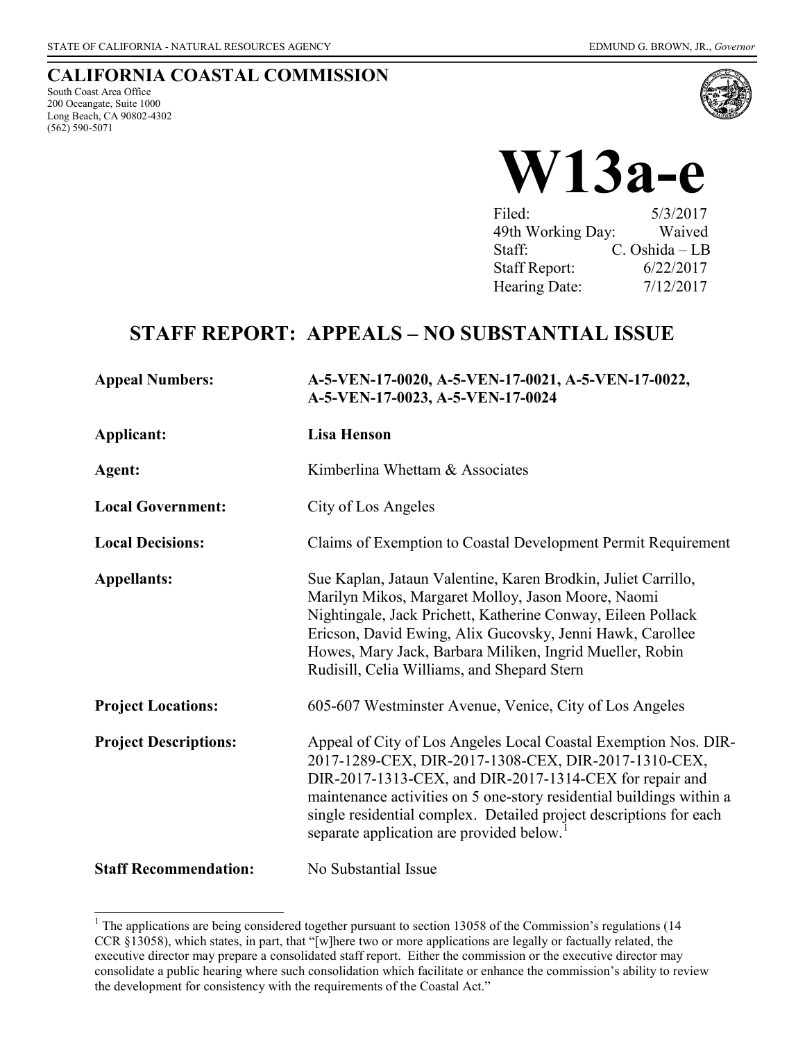STATE OF CALIFORNIA - NATURAL RESOURCES AGENCY EDMUND G. BROWN, JR., *Governor*

## CALIFORNIA COASTAL COMMISSION

South Coast Area Office
200 Oceangate, Suite 1000
Long Beach, CA 90802-4302
(562) 590-5071

# W13a-e

| | |
|---|---|
| Filed: | 5/3/2017 |
| 49th Working Day: | Waived |
| Staff: | C. Oshida – LB |
| Staff Report: | 6/22/2017 |
| Hearing Date: | 7/12/2017 |

## STAFF REPORT: APPEALS – NO SUBSTANTIAL ISSUE

| | |
|---|---|
| **Appeal Numbers:** | **A-5-VEN-17-0020, A-5-VEN-17-0021, A-5-VEN-17-0022, A-5-VEN-17-0023, A-5-VEN-17-0024** |
| **Applicant:** | **Lisa Henson** |
| **Agent:** | Kimberlina Whettam & Associates |
| **Local Government:** | City of Los Angeles |
| **Local Decisions:** | Claims of Exemption to Coastal Development Permit Requirement |
| **Appellants:** | Sue Kaplan, Jataun Valentine, Karen Brodkin, Juliet Carrillo, Marilyn Mikos, Margaret Molloy, Jason Moore, Naomi Nightingale, Jack Prichett, Katherine Conway, Eileen Pollack Ericson, David Ewing, Alix Gucovsky, Jenni Hawk, Carollee Howes, Mary Jack, Barbara Miliken, Ingrid Mueller, Robin Rudisill, Celia Williams, and Shepard Stern |
| **Project Locations:** | 605-607 Westminster Avenue, Venice, City of Los Angeles |
| **Project Descriptions:** | Appeal of City of Los Angeles Local Coastal Exemption Nos. DIR-2017-1289-CEX, DIR-2017-1308-CEX, DIR-2017-1310-CEX, DIR-2017-1313-CEX, and DIR-2017-1314-CEX for repair and maintenance activities on 5 one-story residential buildings within a single residential complex. Detailed project descriptions for each separate application are provided below.[1] |
| **Staff Recommendation:** | No Substantial Issue |

[1] The applications are being considered together pursuant to section 13058 of the Commission's regulations (14 CCR §13058), which states, in part, that "[w]here two or more applications are legally or factually related, the executive director may prepare a consolidated staff report. Either the commission or the executive director may consolidate a public hearing where such consolidation which facilitate or enhance the commission's ability to review the development for consistency with the requirements of the Coastal Act."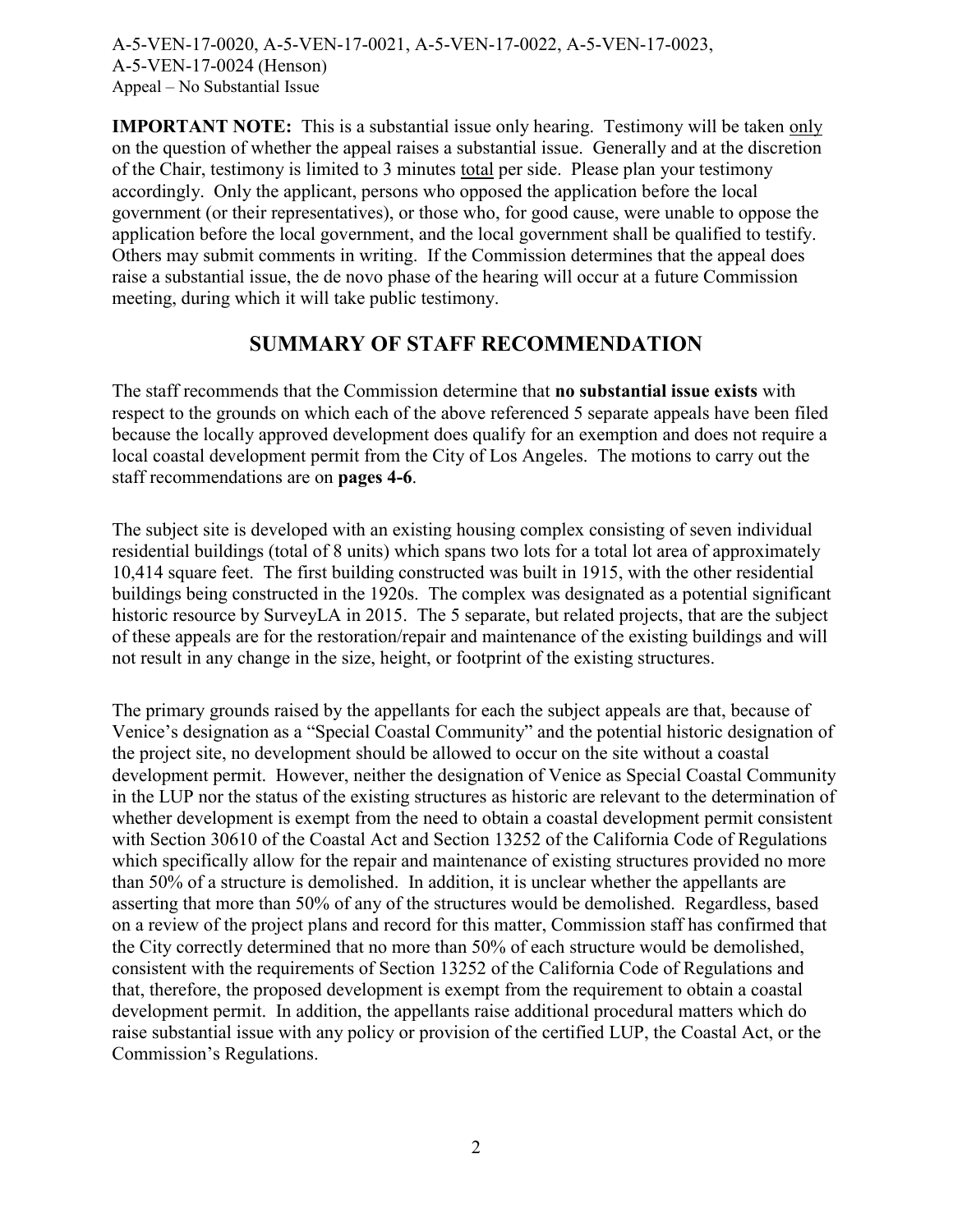**IMPORTANT NOTE:** This is a substantial issue only hearing. Testimony will be taken only on the question of whether the appeal raises a substantial issue. Generally and at the discretion of the Chair, testimony is limited to 3 minutes total per side. Please plan your testimony accordingly. Only the applicant, persons who opposed the application before the local government (or their representatives), or those who, for good cause, were unable to oppose the application before the local government, and the local government shall be qualified to testify. Others may submit comments in writing. If the Commission determines that the appeal does raise a substantial issue, the de novo phase of the hearing will occur at a future Commission meeting, during which it will take public testimony.

## SUMMARY OF STAFF RECOMMENDATION

The staff recommends that the Commission determine that **no substantial issue exists** with respect to the grounds on which each of the above referenced 5 separate appeals have been filed because the locally approved development does qualify for an exemption and does not require a local coastal development permit from the City of Los Angeles. The motions to carry out the staff recommendations are on **pages 4-6**.

The subject site is developed with an existing housing complex consisting of seven individual residential buildings (total of 8 units) which spans two lots for a total lot area of approximately 10,414 square feet. The first building constructed was built in 1915, with the other residential buildings being constructed in the 1920s. The complex was designated as a potential significant historic resource by SurveyLA in 2015. The 5 separate, but related projects, that are the subject of these appeals are for the restoration/repair and maintenance of the existing buildings and will not result in any change in the size, height, or footprint of the existing structures.

The primary grounds raised by the appellants for each the subject appeals are that, because of Venice's designation as a "Special Coastal Community" and the potential historic designation of the project site, no development should be allowed to occur on the site without a coastal development permit. However, neither the designation of Venice as Special Coastal Community in the LUP nor the status of the existing structures as historic are relevant to the determination of whether development is exempt from the need to obtain a coastal development permit consistent with Section 30610 of the Coastal Act and Section 13252 of the California Code of Regulations which specifically allow for the repair and maintenance of existing structures provided no more than 50% of a structure is demolished. In addition, it is unclear whether the appellants are asserting that more than 50% of any of the structures would be demolished. Regardless, based on a review of the project plans and record for this matter, Commission staff has confirmed that the City correctly determined that no more than 50% of each structure would be demolished, consistent with the requirements of Section 13252 of the California Code of Regulations and that, therefore, the proposed development is exempt from the requirement to obtain a coastal development permit. In addition, the appellants raise additional procedural matters which do raise substantial issue with any policy or provision of the certified LUP, the Coastal Act, or the Commission's Regulations.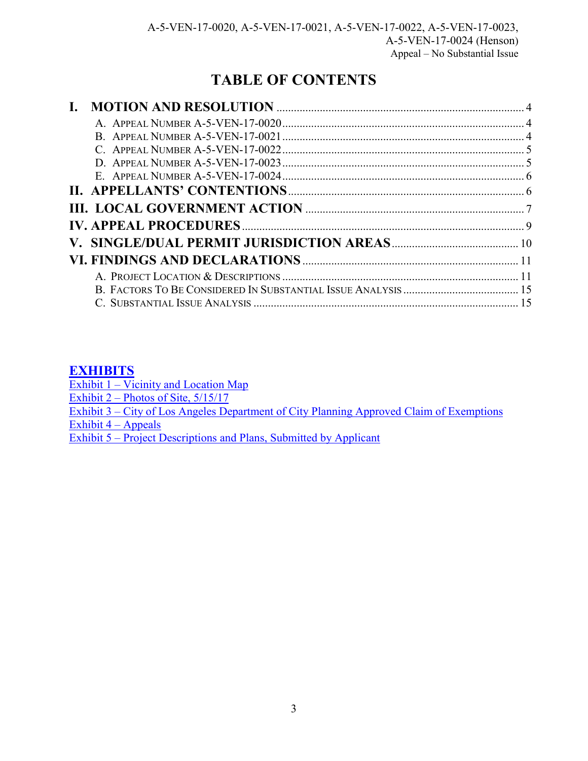# TABLE OF CONTENTS

**I. MOTION AND RESOLUTION** ..................... 4

- A. Appeal Number A-5-VEN-17-0020 ..................... 4
- B. Appeal Number A-5-VEN-17-0021 ..................... 4
- C. Appeal Number A-5-VEN-17-0022 ..................... 5
- D. Appeal Number A-5-VEN-17-0023 ..................... 5
- E. Appeal Number A-5-VEN-17-0024 ..................... 6

**II. APPELLANTS' CONTENTIONS** ..................... 6

**III. LOCAL GOVERNMENT ACTION** ..................... 7

**IV. APPEAL PROCEDURES** ..................... 9

**V. SINGLE/DUAL PERMIT JURISDICTION AREAS** ..................... 10

**VI. FINDINGS AND DECLARATIONS** ..................... 11

- A. Project Location & Descriptions ..................... 11
- B. Factors To Be Considered In Substantial Issue Analysis ..................... 15
- C. Substantial Issue Analysis ..................... 15

## EXHIBITS

Exhibit 1 – Vicinity and Location Map
Exhibit 2 – Photos of Site, 5/15/17
Exhibit 3 – City of Los Angeles Department of City Planning Approved Claim of Exemptions
Exhibit 4 – Appeals
Exhibit 5 – Project Descriptions and Plans, Submitted by Applicant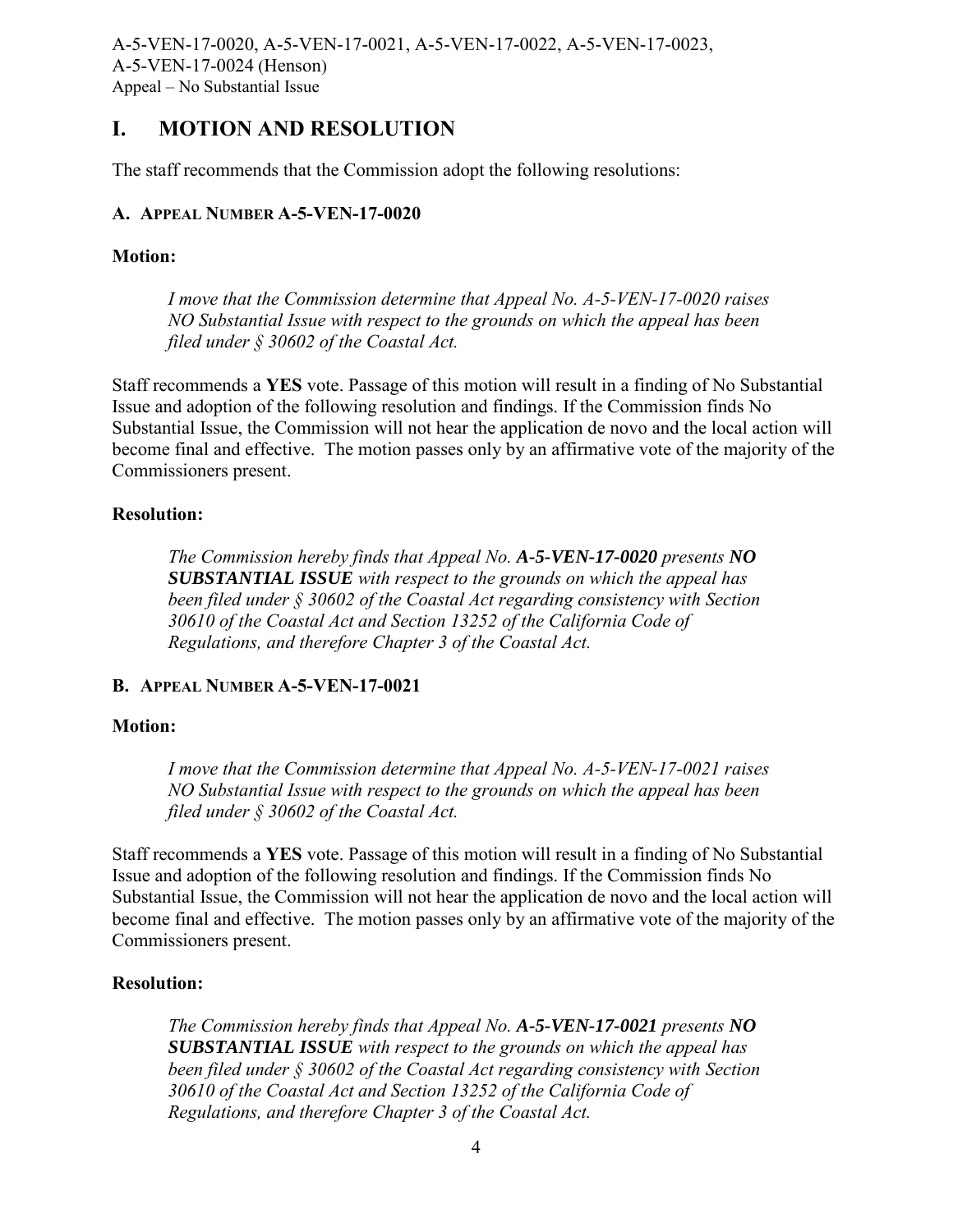# I. MOTION AND RESOLUTION

The staff recommends that the Commission adopt the following resolutions:

### A. APPEAL NUMBER A-5-VEN-17-0020

**Motion:**

> *I move that the Commission determine that Appeal No. A-5-VEN-17-0020 raises NO Substantial Issue with respect to the grounds on which the appeal has been filed under § 30602 of the Coastal Act.*

Staff recommends a **YES** vote. Passage of this motion will result in a finding of No Substantial Issue and adoption of the following resolution and findings. If the Commission finds No Substantial Issue, the Commission will not hear the application de novo and the local action will become final and effective. The motion passes only by an affirmative vote of the majority of the Commissioners present.

**Resolution:**

> *The Commission hereby finds that Appeal No.* ***A-5-VEN-17-0020*** *presents* ***NO SUBSTANTIAL ISSUE*** *with respect to the grounds on which the appeal has been filed under § 30602 of the Coastal Act regarding consistency with Section 30610 of the Coastal Act and Section 13252 of the California Code of Regulations, and therefore Chapter 3 of the Coastal Act.*

### B. APPEAL NUMBER A-5-VEN-17-0021

**Motion:**

> *I move that the Commission determine that Appeal No. A-5-VEN-17-0021 raises NO Substantial Issue with respect to the grounds on which the appeal has been filed under § 30602 of the Coastal Act.*

Staff recommends a **YES** vote. Passage of this motion will result in a finding of No Substantial Issue and adoption of the following resolution and findings. If the Commission finds No Substantial Issue, the Commission will not hear the application de novo and the local action will become final and effective. The motion passes only by an affirmative vote of the majority of the Commissioners present.

**Resolution:**

> *The Commission hereby finds that Appeal No.* ***A-5-VEN-17-0021*** *presents* ***NO SUBSTANTIAL ISSUE*** *with respect to the grounds on which the appeal has been filed under § 30602 of the Coastal Act regarding consistency with Section 30610 of the Coastal Act and Section 13252 of the California Code of Regulations, and therefore Chapter 3 of the Coastal Act.*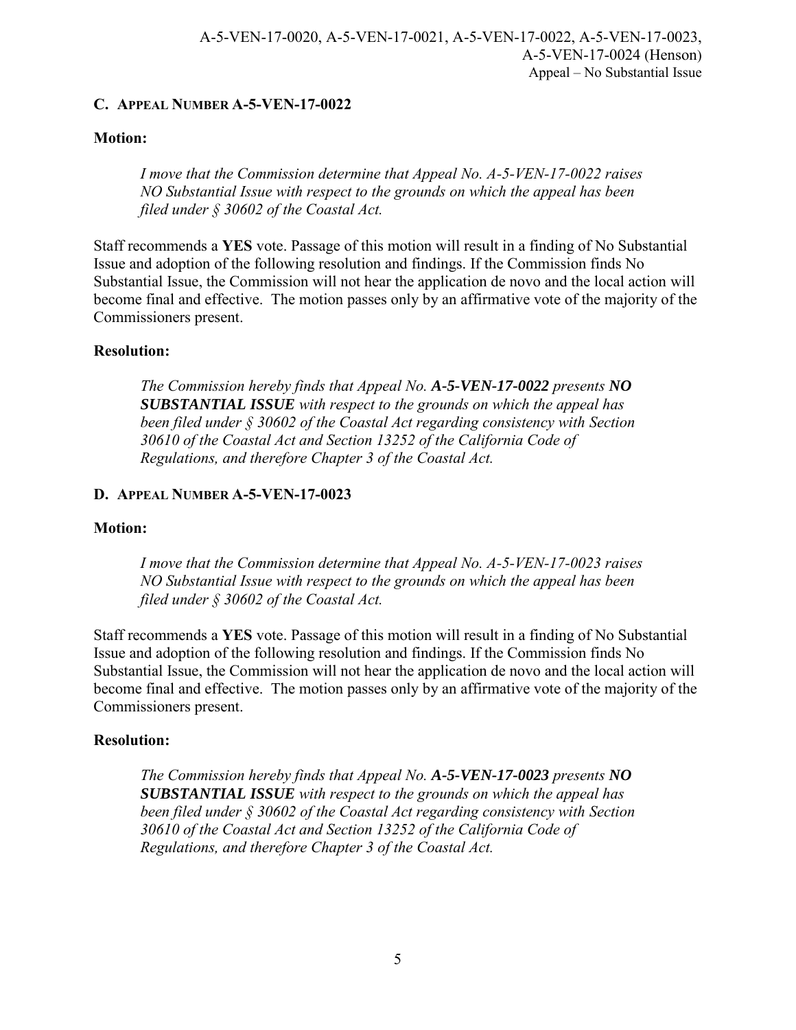### C. Appeal Number A-5-VEN-17-0022

**Motion:**

*I move that the Commission determine that Appeal No. A-5-VEN-17-0022 raises NO Substantial Issue with respect to the grounds on which the appeal has been filed under § 30602 of the Coastal Act.*

Staff recommends a **YES** vote. Passage of this motion will result in a finding of No Substantial Issue and adoption of the following resolution and findings. If the Commission finds No Substantial Issue, the Commission will not hear the application de novo and the local action will become final and effective. The motion passes only by an affirmative vote of the majority of the Commissioners present.

**Resolution:**

*The Commission hereby finds that Appeal No.* ***A-5-VEN-17-0022*** *presents* ***NO SUBSTANTIAL ISSUE*** *with respect to the grounds on which the appeal has been filed under § 30602 of the Coastal Act regarding consistency with Section 30610 of the Coastal Act and Section 13252 of the California Code of Regulations, and therefore Chapter 3 of the Coastal Act.*

### D. Appeal Number A-5-VEN-17-0023

**Motion:**

*I move that the Commission determine that Appeal No. A-5-VEN-17-0023 raises NO Substantial Issue with respect to the grounds on which the appeal has been filed under § 30602 of the Coastal Act.*

Staff recommends a **YES** vote. Passage of this motion will result in a finding of No Substantial Issue and adoption of the following resolution and findings. If the Commission finds No Substantial Issue, the Commission will not hear the application de novo and the local action will become final and effective. The motion passes only by an affirmative vote of the majority of the Commissioners present.

**Resolution:**

*The Commission hereby finds that Appeal No.* ***A-5-VEN-17-0023*** *presents* ***NO SUBSTANTIAL ISSUE*** *with respect to the grounds on which the appeal has been filed under § 30602 of the Coastal Act regarding consistency with Section 30610 of the Coastal Act and Section 13252 of the California Code of Regulations, and therefore Chapter 3 of the Coastal Act.*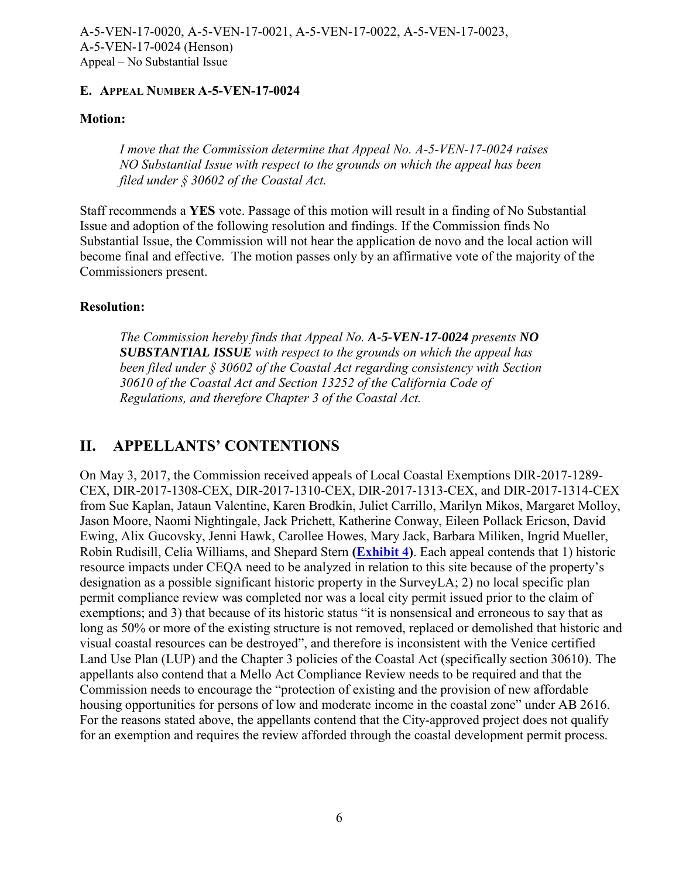### E. Appeal Number A-5-VEN-17-0024

**Motion:**

> *I move that the Commission determine that Appeal No. A-5-VEN-17-0024 raises NO Substantial Issue with respect to the grounds on which the appeal has been filed under § 30602 of the Coastal Act.*

Staff recommends a **YES** vote. Passage of this motion will result in a finding of No Substantial Issue and adoption of the following resolution and findings. If the Commission finds No Substantial Issue, the Commission will not hear the application de novo and the local action will become final and effective. The motion passes only by an affirmative vote of the majority of the Commissioners present.

**Resolution:**

> *The Commission hereby finds that Appeal No.* ***A-5-VEN-17-0024*** *presents* ***NO SUBSTANTIAL ISSUE*** *with respect to the grounds on which the appeal has been filed under § 30602 of the Coastal Act regarding consistency with Section 30610 of the Coastal Act and Section 13252 of the California Code of Regulations, and therefore Chapter 3 of the Coastal Act.*

## II. APPELLANTS' CONTENTIONS

On May 3, 2017, the Commission received appeals of Local Coastal Exemptions DIR-2017-1289-CEX, DIR-2017-1308-CEX, DIR-2017-1310-CEX, DIR-2017-1313-CEX, and DIR-2017-1314-CEX from Sue Kaplan, Jataun Valentine, Karen Brodkin, Juliet Carrillo, Marilyn Mikos, Margaret Molloy, Jason Moore, Naomi Nightingale, Jack Prichett, Katherine Conway, Eileen Pollack Ericson, David Ewing, Alix Gucovsky, Jenni Hawk, Carollee Howes, Mary Jack, Barbara Miliken, Ingrid Mueller, Robin Rudisill, Celia Williams, and Shepard Stern **(Exhibit 4)**. Each appeal contends that 1) historic resource impacts under CEQA need to be analyzed in relation to this site because of the property's designation as a possible significant historic property in the SurveyLA; 2) no local specific plan permit compliance review was completed nor was a local city permit issued prior to the claim of exemptions; and 3) that because of its historic status "it is nonsensical and erroneous to say that as long as 50% or more of the existing structure is not removed, replaced or demolished that historic and visual coastal resources can be destroyed", and therefore is inconsistent with the Venice certified Land Use Plan (LUP) and the Chapter 3 policies of the Coastal Act (specifically section 30610). The appellants also contend that a Mello Act Compliance Review needs to be required and that the Commission needs to encourage the "protection of existing and the provision of new affordable housing opportunities for persons of low and moderate income in the coastal zone" under AB 2616. For the reasons stated above, the appellants contend that the City-approved project does not qualify for an exemption and requires the review afforded through the coastal development permit process.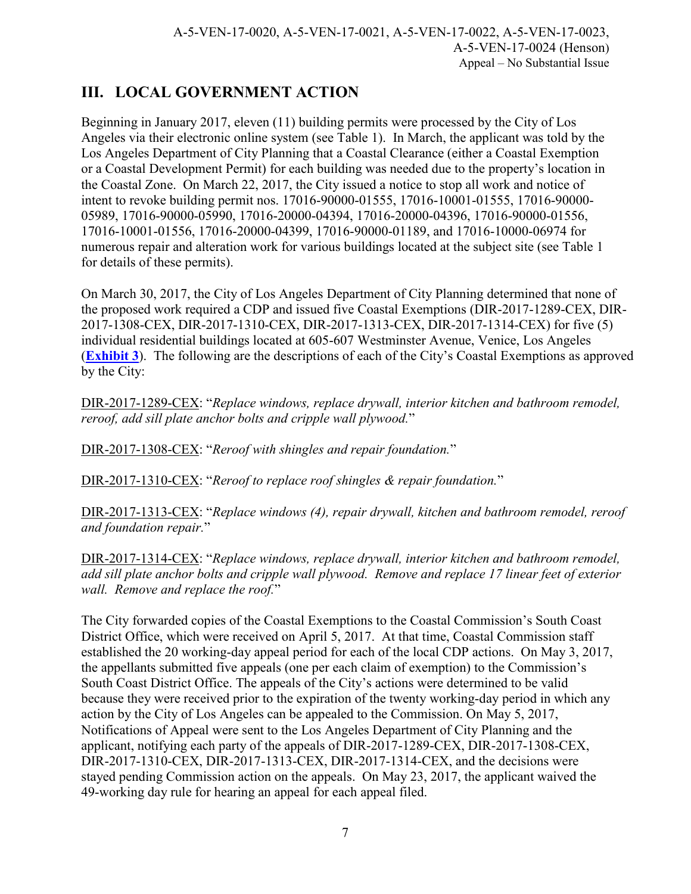## III. LOCAL GOVERNMENT ACTION

Beginning in January 2017, eleven (11) building permits were processed by the City of Los Angeles via their electronic online system (see Table 1). In March, the applicant was told by the Los Angeles Department of City Planning that a Coastal Clearance (either a Coastal Exemption or a Coastal Development Permit) for each building was needed due to the property's location in the Coastal Zone. On March 22, 2017, the City issued a notice to stop all work and notice of intent to revoke building permit nos. 17016-90000-01555, 17016-10001-01555, 17016-90000-05989, 17016-90000-05990, 17016-20000-04394, 17016-20000-04396, 17016-90000-01556, 17016-10001-01556, 17016-20000-04399, 17016-90000-01189, and 17016-10000-06974 for numerous repair and alteration work for various buildings located at the subject site (see Table 1 for details of these permits).

On March 30, 2017, the City of Los Angeles Department of City Planning determined that none of the proposed work required a CDP and issued five Coastal Exemptions (DIR-2017-1289-CEX, DIR-2017-1308-CEX, DIR-2017-1310-CEX, DIR-2017-1313-CEX, DIR-2017-1314-CEX) for five (5) individual residential buildings located at 605-607 Westminster Avenue, Venice, Los Angeles (**Exhibit 3**). The following are the descriptions of each of the City's Coastal Exemptions as approved by the City:

DIR-2017-1289-CEX: "*Replace windows, replace drywall, interior kitchen and bathroom remodel, reroof, add sill plate anchor bolts and cripple wall plywood.*"

DIR-2017-1308-CEX: "*Reroof with shingles and repair foundation.*"

DIR-2017-1310-CEX: "*Reroof to replace roof shingles & repair foundation.*"

DIR-2017-1313-CEX: "*Replace windows (4), repair drywall, kitchen and bathroom remodel, reroof and foundation repair.*"

DIR-2017-1314-CEX: "*Replace windows, replace drywall, interior kitchen and bathroom remodel, add sill plate anchor bolts and cripple wall plywood. Remove and replace 17 linear feet of exterior wall. Remove and replace the roof.*"

The City forwarded copies of the Coastal Exemptions to the Coastal Commission's South Coast District Office, which were received on April 5, 2017. At that time, Coastal Commission staff established the 20 working-day appeal period for each of the local CDP actions. On May 3, 2017, the appellants submitted five appeals (one per each claim of exemption) to the Commission's South Coast District Office. The appeals of the City's actions were determined to be valid because they were received prior to the expiration of the twenty working-day period in which any action by the City of Los Angeles can be appealed to the Commission. On May 5, 2017, Notifications of Appeal were sent to the Los Angeles Department of City Planning and the applicant, notifying each party of the appeals of DIR-2017-1289-CEX, DIR-2017-1308-CEX, DIR-2017-1310-CEX, DIR-2017-1313-CEX, DIR-2017-1314-CEX, and the decisions were stayed pending Commission action on the appeals. On May 23, 2017, the applicant waived the 49-working day rule for hearing an appeal for each appeal filed.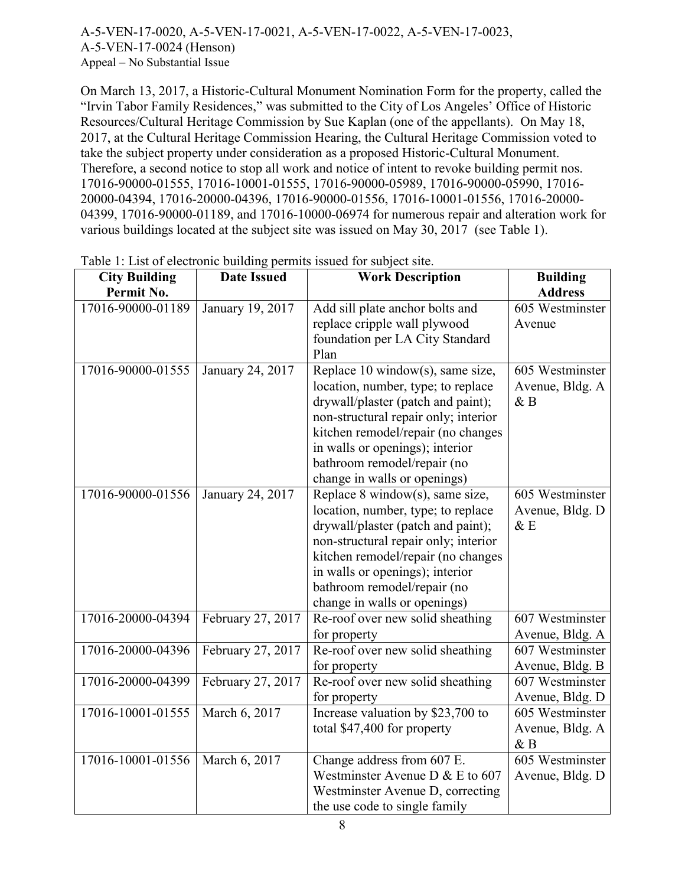On March 13, 2017, a Historic-Cultural Monument Nomination Form for the property, called the "Irvin Tabor Family Residences," was submitted to the City of Los Angeles' Office of Historic Resources/Cultural Heritage Commission by Sue Kaplan (one of the appellants). On May 18, 2017, at the Cultural Heritage Commission Hearing, the Cultural Heritage Commission voted to take the subject property under consideration as a proposed Historic-Cultural Monument. Therefore, a second notice to stop all work and notice of intent to revoke building permit nos. 17016-90000-01555, 17016-10001-01555, 17016-90000-05989, 17016-90000-05990, 17016-20000-04394, 17016-20000-04396, 17016-90000-01556, 17016-10001-01556, 17016-20000-04399, 17016-90000-01189, and 17016-10000-06974 for numerous repair and alteration work for various buildings located at the subject site was issued on May 30, 2017 (see Table 1).

Table 1: List of electronic building permits issued for subject site.

| City Building Permit No. | Date Issued | Work Description | Building Address |
|---|---|---|---|
| 17016-90000-01189 | January 19, 2017 | Add sill plate anchor bolts and replace cripple wall plywood foundation per LA City Standard Plan | 605 Westminster Avenue |
| 17016-90000-01555 | January 24, 2017 | Replace 10 window(s), same size, location, number, type; to replace drywall/plaster (patch and paint); non-structural repair only; interior kitchen remodel/repair (no changes in walls or openings); interior bathroom remodel/repair (no change in walls or openings) | 605 Westminster Avenue, Bldg. A & B |
| 17016-90000-01556 | January 24, 2017 | Replace 8 window(s), same size, location, number, type; to replace drywall/plaster (patch and paint); non-structural repair only; interior kitchen remodel/repair (no changes in walls or openings); interior bathroom remodel/repair (no change in walls or openings) | 605 Westminster Avenue, Bldg. D & E |
| 17016-20000-04394 | February 27, 2017 | Re-roof over new solid sheathing for property | 607 Westminster Avenue, Bldg. A |
| 17016-20000-04396 | February 27, 2017 | Re-roof over new solid sheathing for property | 607 Westminster Avenue, Bldg. B |
| 17016-20000-04399 | February 27, 2017 | Re-roof over new solid sheathing for property | 607 Westminster Avenue, Bldg. D |
| 17016-10001-01555 | March 6, 2017 | Increase valuation by $23,700 to total $47,400 for property | 605 Westminster Avenue, Bldg. A & B |
| 17016-10001-01556 | March 6, 2017 | Change address from 607 E. Westminster Avenue D & E to 607 Westminster Avenue D, correcting the use code to single family | 605 Westminster Avenue, Bldg. D |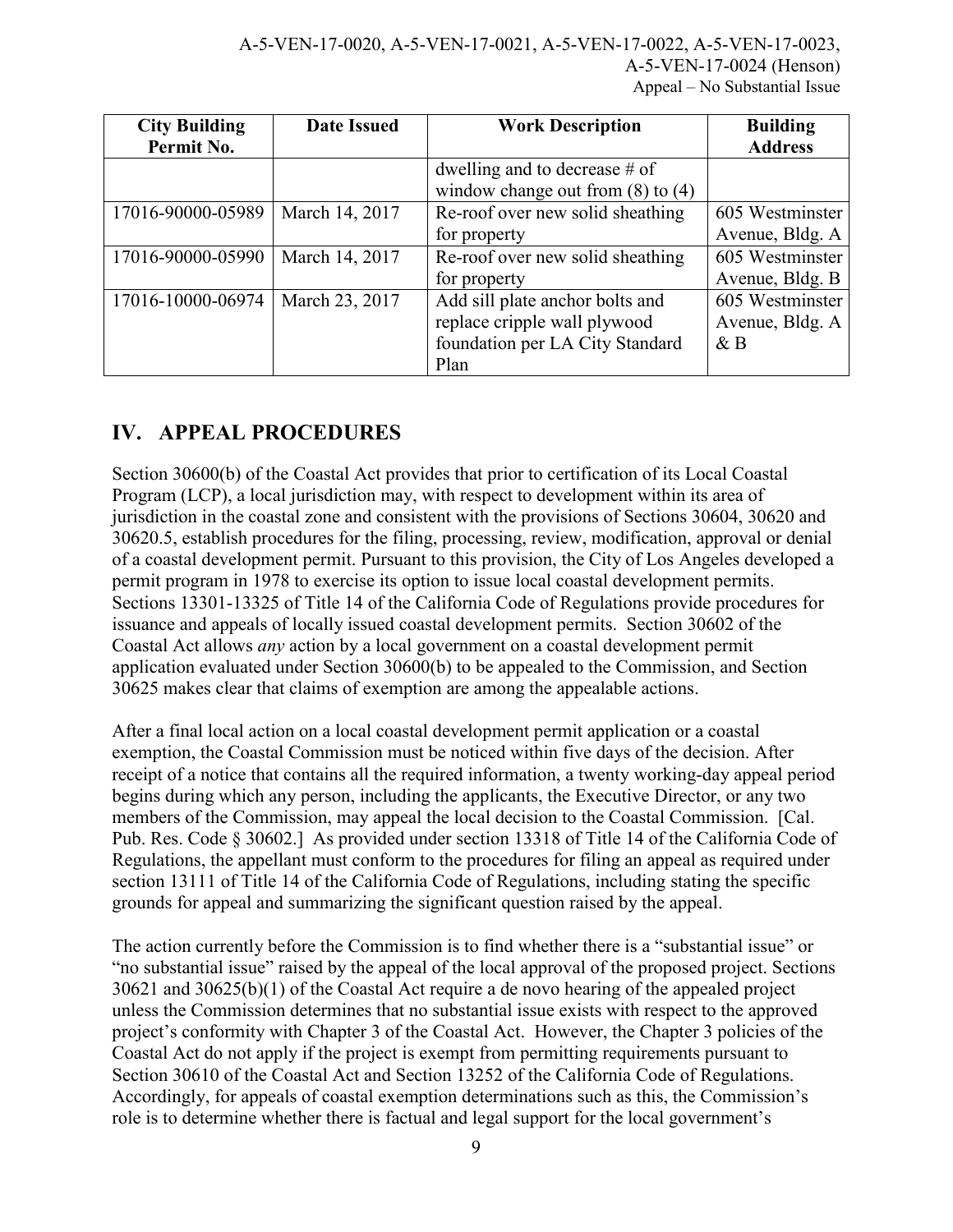| City Building Permit No. | Date Issued | Work Description | Building Address |
|---|---|---|---|
| | | dwelling and to decrease # of window change out from (8) to (4) | |
| 17016-90000-05989 | March 14, 2017 | Re-roof over new solid sheathing for property | 605 Westminster Avenue, Bldg. A |
| 17016-90000-05990 | March 14, 2017 | Re-roof over new solid sheathing for property | 605 Westminster Avenue, Bldg. B |
| 17016-10000-06974 | March 23, 2017 | Add sill plate anchor bolts and replace cripple wall plywood foundation per LA City Standard Plan | 605 Westminster Avenue, Bldg. A & B |

## IV. APPEAL PROCEDURES

Section 30600(b) of the Coastal Act provides that prior to certification of its Local Coastal Program (LCP), a local jurisdiction may, with respect to development within its area of jurisdiction in the coastal zone and consistent with the provisions of Sections 30604, 30620 and 30620.5, establish procedures for the filing, processing, review, modification, approval or denial of a coastal development permit. Pursuant to this provision, the City of Los Angeles developed a permit program in 1978 to exercise its option to issue local coastal development permits. Sections 13301-13325 of Title 14 of the California Code of Regulations provide procedures for issuance and appeals of locally issued coastal development permits. Section 30602 of the Coastal Act allows *any* action by a local government on a coastal development permit application evaluated under Section 30600(b) to be appealed to the Commission, and Section 30625 makes clear that claims of exemption are among the appealable actions.

After a final local action on a local coastal development permit application or a coastal exemption, the Coastal Commission must be noticed within five days of the decision. After receipt of a notice that contains all the required information, a twenty working-day appeal period begins during which any person, including the applicants, the Executive Director, or any two members of the Commission, may appeal the local decision to the Coastal Commission. [Cal. Pub. Res. Code § 30602.] As provided under section 13318 of Title 14 of the California Code of Regulations, the appellant must conform to the procedures for filing an appeal as required under section 13111 of Title 14 of the California Code of Regulations, including stating the specific grounds for appeal and summarizing the significant question raised by the appeal.

The action currently before the Commission is to find whether there is a "substantial issue" or "no substantial issue" raised by the appeal of the local approval of the proposed project. Sections 30621 and 30625(b)(1) of the Coastal Act require a de novo hearing of the appealed project unless the Commission determines that no substantial issue exists with respect to the approved project's conformity with Chapter 3 of the Coastal Act. However, the Chapter 3 policies of the Coastal Act do not apply if the project is exempt from permitting requirements pursuant to Section 30610 of the Coastal Act and Section 13252 of the California Code of Regulations. Accordingly, for appeals of coastal exemption determinations such as this, the Commission's role is to determine whether there is factual and legal support for the local government's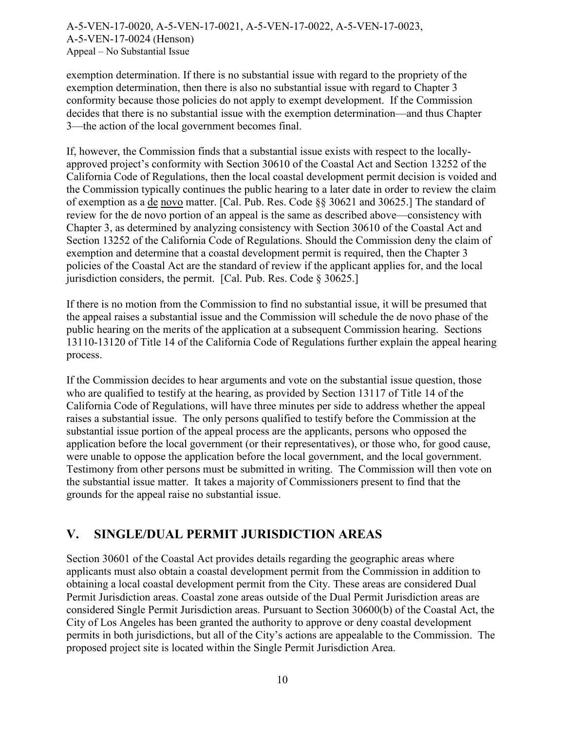exemption determination. If there is no substantial issue with regard to the propriety of the exemption determination, then there is also no substantial issue with regard to Chapter 3 conformity because those policies do not apply to exempt development. If the Commission decides that there is no substantial issue with the exemption determination—and thus Chapter 3—the action of the local government becomes final.

If, however, the Commission finds that a substantial issue exists with respect to the locally-approved project's conformity with Section 30610 of the Coastal Act and Section 13252 of the California Code of Regulations, then the local coastal development permit decision is voided and the Commission typically continues the public hearing to a later date in order to review the claim of exemption as a de novo matter. [Cal. Pub. Res. Code §§ 30621 and 30625.] The standard of review for the de novo portion of an appeal is the same as described above—consistency with Chapter 3, as determined by analyzing consistency with Section 30610 of the Coastal Act and Section 13252 of the California Code of Regulations. Should the Commission deny the claim of exemption and determine that a coastal development permit is required, then the Chapter 3 policies of the Coastal Act are the standard of review if the applicant applies for, and the local jurisdiction considers, the permit. [Cal. Pub. Res. Code § 30625.]

If there is no motion from the Commission to find no substantial issue, it will be presumed that the appeal raises a substantial issue and the Commission will schedule the de novo phase of the public hearing on the merits of the application at a subsequent Commission hearing. Sections 13110-13120 of Title 14 of the California Code of Regulations further explain the appeal hearing process.

If the Commission decides to hear arguments and vote on the substantial issue question, those who are qualified to testify at the hearing, as provided by Section 13117 of Title 14 of the California Code of Regulations, will have three minutes per side to address whether the appeal raises a substantial issue. The only persons qualified to testify before the Commission at the substantial issue portion of the appeal process are the applicants, persons who opposed the application before the local government (or their representatives), or those who, for good cause, were unable to oppose the application before the local government, and the local government. Testimony from other persons must be submitted in writing. The Commission will then vote on the substantial issue matter. It takes a majority of Commissioners present to find that the grounds for the appeal raise no substantial issue.

## V. SINGLE/DUAL PERMIT JURISDICTION AREAS

Section 30601 of the Coastal Act provides details regarding the geographic areas where applicants must also obtain a coastal development permit from the Commission in addition to obtaining a local coastal development permit from the City. These areas are considered Dual Permit Jurisdiction areas. Coastal zone areas outside of the Dual Permit Jurisdiction areas are considered Single Permit Jurisdiction areas. Pursuant to Section 30600(b) of the Coastal Act, the City of Los Angeles has been granted the authority to approve or deny coastal development permits in both jurisdictions, but all of the City's actions are appealable to the Commission. The proposed project site is located within the Single Permit Jurisdiction Area.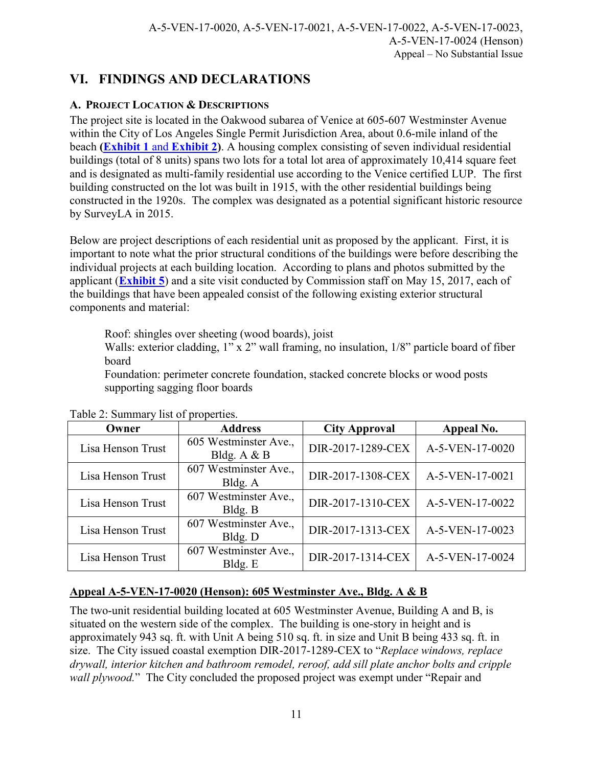## VI. FINDINGS AND DECLARATIONS

### A. Project Location & Descriptions

The project site is located in the Oakwood subarea of Venice at 605-607 Westminster Avenue within the City of Los Angeles Single Permit Jurisdiction Area, about 0.6-mile inland of the beach (**Exhibit 1 and Exhibit 2**). A housing complex consisting of seven individual residential buildings (total of 8 units) spans two lots for a total lot area of approximately 10,414 square feet and is designated as multi-family residential use according to the Venice certified LUP. The first building constructed on the lot was built in 1915, with the other residential buildings being constructed in the 1920s. The complex was designated as a potential significant historic resource by SurveyLA in 2015.

Below are project descriptions of each residential unit as proposed by the applicant. First, it is important to note what the prior structural conditions of the buildings were before describing the individual projects at each building location. According to plans and photos submitted by the applicant (**Exhibit 5**) and a site visit conducted by Commission staff on May 15, 2017, each of the buildings that have been appealed consist of the following existing exterior structural components and material:

> Roof: shingles over sheeting (wood boards), joist
> Walls: exterior cladding, 1" x 2" wall framing, no insulation, 1/8" particle board of fiber board
> Foundation: perimeter concrete foundation, stacked concrete blocks or wood posts supporting sagging floor boards

Table 2: Summary list of properties.

| Owner | Address | City Approval | Appeal No. |
|---|---|---|---|
| Lisa Henson Trust | 605 Westminster Ave., Bldg. A & B | DIR-2017-1289-CEX | A-5-VEN-17-0020 |
| Lisa Henson Trust | 607 Westminster Ave., Bldg. A | DIR-2017-1308-CEX | A-5-VEN-17-0021 |
| Lisa Henson Trust | 607 Westminster Ave., Bldg. B | DIR-2017-1310-CEX | A-5-VEN-17-0022 |
| Lisa Henson Trust | 607 Westminster Ave., Bldg. D | DIR-2017-1313-CEX | A-5-VEN-17-0023 |
| Lisa Henson Trust | 607 Westminster Ave., Bldg. E | DIR-2017-1314-CEX | A-5-VEN-17-0024 |

**Appeal A-5-VEN-17-0020 (Henson): 605 Westminster Ave., Bldg. A & B**

The two-unit residential building located at 605 Westminster Avenue, Building A and B, is situated on the western side of the complex. The building is one-story in height and is approximately 943 sq. ft. with Unit A being 510 sq. ft. in size and Unit B being 433 sq. ft. in size. The City issued coastal exemption DIR-2017-1289-CEX to "*Replace windows, replace drywall, interior kitchen and bathroom remodel, reroof, add sill plate anchor bolts and cripple wall plywood.*" The City concluded the proposed project was exempt under "Repair and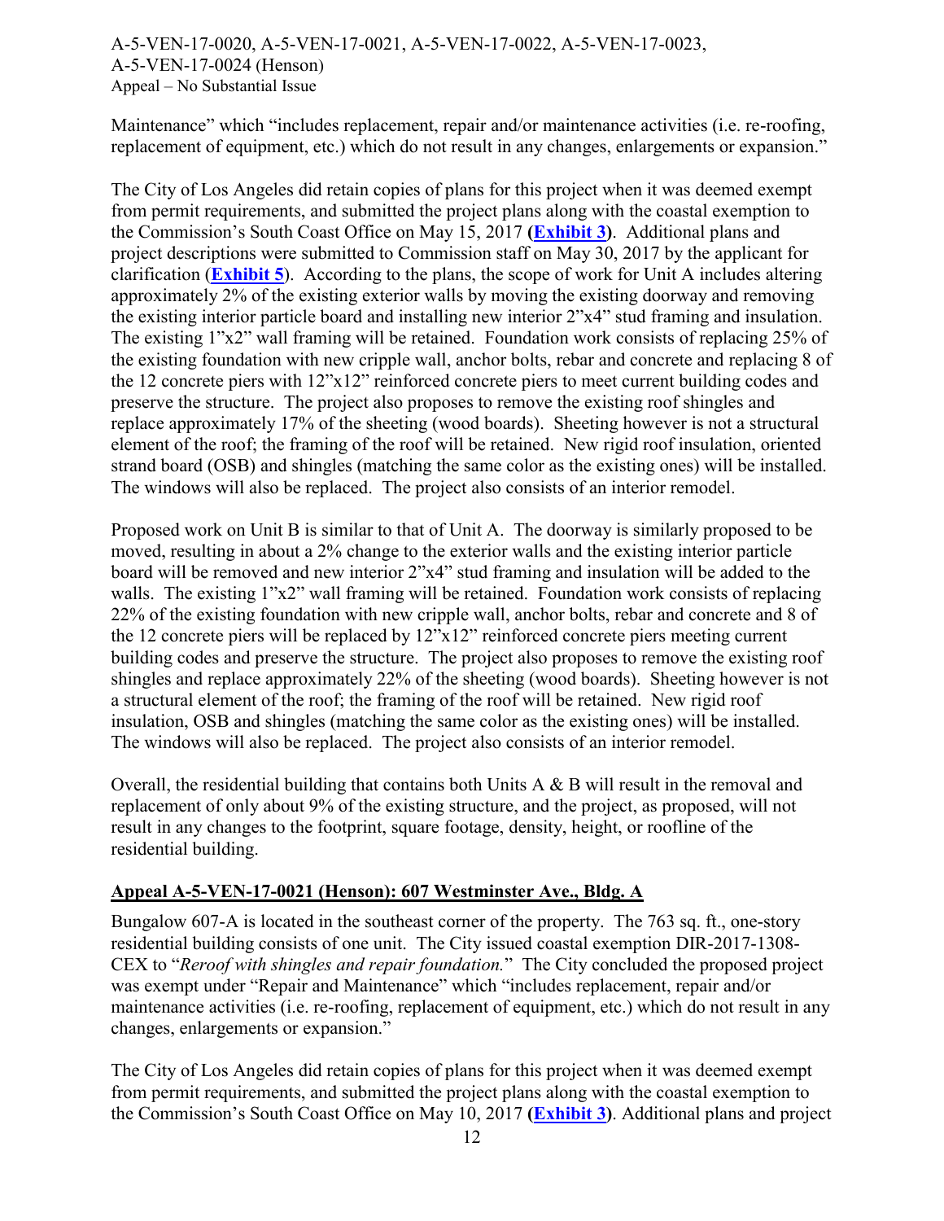Maintenance" which "includes replacement, repair and/or maintenance activities (i.e. re-roofing, replacement of equipment, etc.) which do not result in any changes, enlargements or expansion."

The City of Los Angeles did retain copies of plans for this project when it was deemed exempt from permit requirements, and submitted the project plans along with the coastal exemption to the Commission's South Coast Office on May 15, 2017 **(Exhibit 3)**. Additional plans and project descriptions were submitted to Commission staff on May 30, 2017 by the applicant for clarification (**Exhibit 5**). According to the plans, the scope of work for Unit A includes altering approximately 2% of the existing exterior walls by moving the existing doorway and removing the existing interior particle board and installing new interior 2"x4" stud framing and insulation. The existing 1"x2" wall framing will be retained. Foundation work consists of replacing 25% of the existing foundation with new cripple wall, anchor bolts, rebar and concrete and replacing 8 of the 12 concrete piers with 12"x12" reinforced concrete piers to meet current building codes and preserve the structure. The project also proposes to remove the existing roof shingles and replace approximately 17% of the sheeting (wood boards). Sheeting however is not a structural element of the roof; the framing of the roof will be retained. New rigid roof insulation, oriented strand board (OSB) and shingles (matching the same color as the existing ones) will be installed. The windows will also be replaced. The project also consists of an interior remodel.

Proposed work on Unit B is similar to that of Unit A. The doorway is similarly proposed to be moved, resulting in about a 2% change to the exterior walls and the existing interior particle board will be removed and new interior 2"x4" stud framing and insulation will be added to the walls. The existing 1"x2" wall framing will be retained. Foundation work consists of replacing 22% of the existing foundation with new cripple wall, anchor bolts, rebar and concrete and 8 of the 12 concrete piers will be replaced by 12"x12" reinforced concrete piers meeting current building codes and preserve the structure. The project also proposes to remove the existing roof shingles and replace approximately 22% of the sheeting (wood boards). Sheeting however is not a structural element of the roof; the framing of the roof will be retained. New rigid roof insulation, OSB and shingles (matching the same color as the existing ones) will be installed. The windows will also be replaced. The project also consists of an interior remodel.

Overall, the residential building that contains both Units A & B will result in the removal and replacement of only about 9% of the existing structure, and the project, as proposed, will not result in any changes to the footprint, square footage, density, height, or roofline of the residential building.

## Appeal A-5-VEN-17-0021 (Henson): 607 Westminster Ave., Bldg. A

Bungalow 607-A is located in the southeast corner of the property. The 763 sq. ft., one-story residential building consists of one unit. The City issued coastal exemption DIR-2017-1308-CEX to "*Reroof with shingles and repair foundation.*" The City concluded the proposed project was exempt under "Repair and Maintenance" which "includes replacement, repair and/or maintenance activities (i.e. re-roofing, replacement of equipment, etc.) which do not result in any changes, enlargements or expansion."

The City of Los Angeles did retain copies of plans for this project when it was deemed exempt from permit requirements, and submitted the project plans along with the coastal exemption to the Commission's South Coast Office on May 10, 2017 **(Exhibit 3)**. Additional plans and project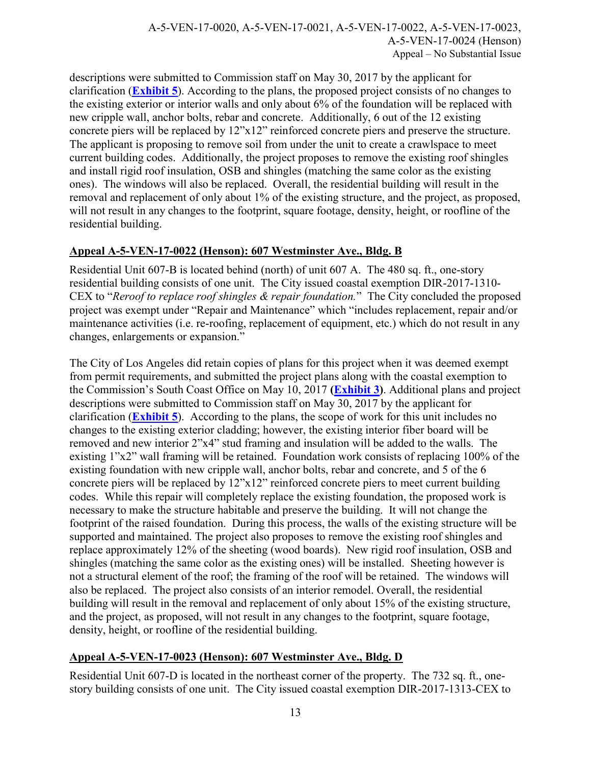descriptions were submitted to Commission staff on May 30, 2017 by the applicant for clarification (**Exhibit 5**). According to the plans, the proposed project consists of no changes to the existing exterior or interior walls and only about 6% of the foundation will be replaced with new cripple wall, anchor bolts, rebar and concrete. Additionally, 6 out of the 12 existing concrete piers will be replaced by 12"x12" reinforced concrete piers and preserve the structure. The applicant is proposing to remove soil from under the unit to create a crawlspace to meet current building codes. Additionally, the project proposes to remove the existing roof shingles and install rigid roof insulation, OSB and shingles (matching the same color as the existing ones). The windows will also be replaced. Overall, the residential building will result in the removal and replacement of only about 1% of the existing structure, and the project, as proposed, will not result in any changes to the footprint, square footage, density, height, or roofline of the residential building.

**Appeal A-5-VEN-17-0022 (Henson): 607 Westminster Ave., Bldg. B**

Residential Unit 607-B is located behind (north) of unit 607 A. The 480 sq. ft., one-story residential building consists of one unit. The City issued coastal exemption DIR-2017-1310-CEX to "*Reroof to replace roof shingles & repair foundation.*" The City concluded the proposed project was exempt under "Repair and Maintenance" which "includes replacement, repair and/or maintenance activities (i.e. re-roofing, replacement of equipment, etc.) which do not result in any changes, enlargements or expansion."

The City of Los Angeles did retain copies of plans for this project when it was deemed exempt from permit requirements, and submitted the project plans along with the coastal exemption to the Commission's South Coast Office on May 10, 2017 **(Exhibit 3)**. Additional plans and project descriptions were submitted to Commission staff on May 30, 2017 by the applicant for clarification (**Exhibit 5**). According to the plans, the scope of work for this unit includes no changes to the existing exterior cladding; however, the existing interior fiber board will be removed and new interior 2"x4" stud framing and insulation will be added to the walls. The existing 1"x2" wall framing will be retained. Foundation work consists of replacing 100% of the existing foundation with new cripple wall, anchor bolts, rebar and concrete, and 5 of the 6 concrete piers will be replaced by 12"x12" reinforced concrete piers to meet current building codes. While this repair will completely replace the existing foundation, the proposed work is necessary to make the structure habitable and preserve the building. It will not change the footprint of the raised foundation. During this process, the walls of the existing structure will be supported and maintained. The project also proposes to remove the existing roof shingles and replace approximately 12% of the sheeting (wood boards). New rigid roof insulation, OSB and shingles (matching the same color as the existing ones) will be installed. Sheeting however is not a structural element of the roof; the framing of the roof will be retained. The windows will also be replaced. The project also consists of an interior remodel. Overall, the residential building will result in the removal and replacement of only about 15% of the existing structure, and the project, as proposed, will not result in any changes to the footprint, square footage, density, height, or roofline of the residential building.

**Appeal A-5-VEN-17-0023 (Henson): 607 Westminster Ave., Bldg. D**

Residential Unit 607-D is located in the northeast corner of the property. The 732 sq. ft., one-story building consists of one unit. The City issued coastal exemption DIR-2017-1313-CEX to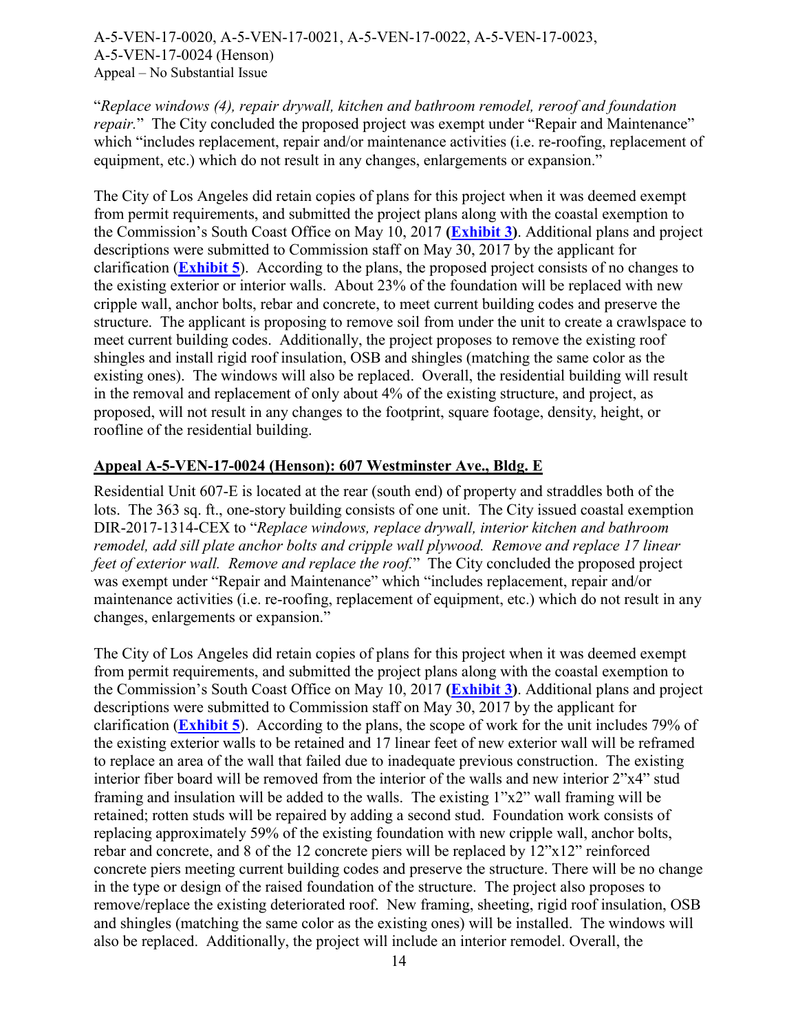"*Replace windows (4), repair drywall, kitchen and bathroom remodel, reroof and foundation repair.*" The City concluded the proposed project was exempt under "Repair and Maintenance" which "includes replacement, repair and/or maintenance activities (i.e. re-roofing, replacement of equipment, etc.) which do not result in any changes, enlargements or expansion."

The City of Los Angeles did retain copies of plans for this project when it was deemed exempt from permit requirements, and submitted the project plans along with the coastal exemption to the Commission's South Coast Office on May 10, 2017 **(Exhibit 3)**. Additional plans and project descriptions were submitted to Commission staff on May 30, 2017 by the applicant for clarification (**Exhibit 5**). According to the plans, the proposed project consists of no changes to the existing exterior or interior walls. About 23% of the foundation will be replaced with new cripple wall, anchor bolts, rebar and concrete, to meet current building codes and preserve the structure. The applicant is proposing to remove soil from under the unit to create a crawlspace to meet current building codes. Additionally, the project proposes to remove the existing roof shingles and install rigid roof insulation, OSB and shingles (matching the same color as the existing ones). The windows will also be replaced. Overall, the residential building will result in the removal and replacement of only about 4% of the existing structure, and project, as proposed, will not result in any changes to the footprint, square footage, density, height, or roofline of the residential building.

**Appeal A-5-VEN-17-0024 (Henson): 607 Westminster Ave., Bldg. E**

Residential Unit 607-E is located at the rear (south end) of property and straddles both of the lots. The 363 sq. ft., one-story building consists of one unit. The City issued coastal exemption DIR-2017-1314-CEX to "*Replace windows, replace drywall, interior kitchen and bathroom remodel, add sill plate anchor bolts and cripple wall plywood. Remove and replace 17 linear feet of exterior wall. Remove and replace the roof.*" The City concluded the proposed project was exempt under "Repair and Maintenance" which "includes replacement, repair and/or maintenance activities (i.e. re-roofing, replacement of equipment, etc.) which do not result in any changes, enlargements or expansion."

The City of Los Angeles did retain copies of plans for this project when it was deemed exempt from permit requirements, and submitted the project plans along with the coastal exemption to the Commission's South Coast Office on May 10, 2017 **(Exhibit 3)**. Additional plans and project descriptions were submitted to Commission staff on May 30, 2017 by the applicant for clarification (**Exhibit 5**). According to the plans, the scope of work for the unit includes 79% of the existing exterior walls to be retained and 17 linear feet of new exterior wall will be reframed to replace an area of the wall that failed due to inadequate previous construction. The existing interior fiber board will be removed from the interior of the walls and new interior 2"x4" stud framing and insulation will be added to the walls. The existing 1"x2" wall framing will be retained; rotten studs will be repaired by adding a second stud. Foundation work consists of replacing approximately 59% of the existing foundation with new cripple wall, anchor bolts, rebar and concrete, and 8 of the 12 concrete piers will be replaced by 12"x12" reinforced concrete piers meeting current building codes and preserve the structure. There will be no change in the type or design of the raised foundation of the structure. The project also proposes to remove/replace the existing deteriorated roof. New framing, sheeting, rigid roof insulation, OSB and shingles (matching the same color as the existing ones) will be installed. The windows will also be replaced. Additionally, the project will include an interior remodel. Overall, the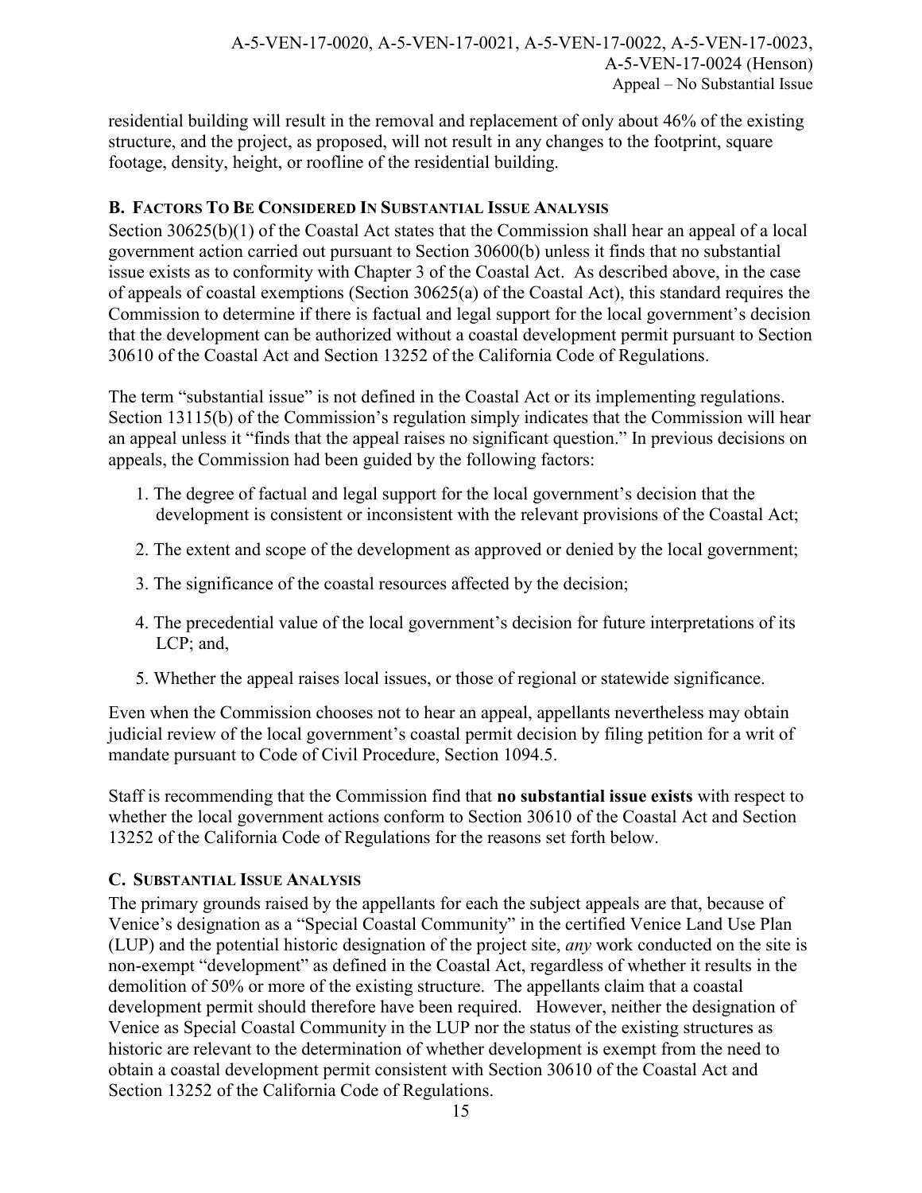residential building will result in the removal and replacement of only about 46% of the existing structure, and the project, as proposed, will not result in any changes to the footprint, square footage, density, height, or roofline of the residential building.

### B. Factors To Be Considered In Substantial Issue Analysis

Section 30625(b)(1) of the Coastal Act states that the Commission shall hear an appeal of a local government action carried out pursuant to Section 30600(b) unless it finds that no substantial issue exists as to conformity with Chapter 3 of the Coastal Act. As described above, in the case of appeals of coastal exemptions (Section 30625(a) of the Coastal Act), this standard requires the Commission to determine if there is factual and legal support for the local government's decision that the development can be authorized without a coastal development permit pursuant to Section 30610 of the Coastal Act and Section 13252 of the California Code of Regulations.

The term "substantial issue" is not defined in the Coastal Act or its implementing regulations. Section 13115(b) of the Commission's regulation simply indicates that the Commission will hear an appeal unless it "finds that the appeal raises no significant question." In previous decisions on appeals, the Commission had been guided by the following factors:

1. The degree of factual and legal support for the local government's decision that the development is consistent or inconsistent with the relevant provisions of the Coastal Act;
2. The extent and scope of the development as approved or denied by the local government;
3. The significance of the coastal resources affected by the decision;
4. The precedential value of the local government's decision for future interpretations of its LCP; and,
5. Whether the appeal raises local issues, or those of regional or statewide significance.

Even when the Commission chooses not to hear an appeal, appellants nevertheless may obtain judicial review of the local government's coastal permit decision by filing petition for a writ of mandate pursuant to Code of Civil Procedure, Section 1094.5.

Staff is recommending that the Commission find that **no substantial issue exists** with respect to whether the local government actions conform to Section 30610 of the Coastal Act and Section 13252 of the California Code of Regulations for the reasons set forth below.

### C. Substantial Issue Analysis

The primary grounds raised by the appellants for each the subject appeals are that, because of Venice's designation as a "Special Coastal Community" in the certified Venice Land Use Plan (LUP) and the potential historic designation of the project site, *any* work conducted on the site is non-exempt "development" as defined in the Coastal Act, regardless of whether it results in the demolition of 50% or more of the existing structure. The appellants claim that a coastal development permit should therefore have been required. However, neither the designation of Venice as Special Coastal Community in the LUP nor the status of the existing structures as historic are relevant to the determination of whether development is exempt from the need to obtain a coastal development permit consistent with Section 30610 of the Coastal Act and Section 13252 of the California Code of Regulations.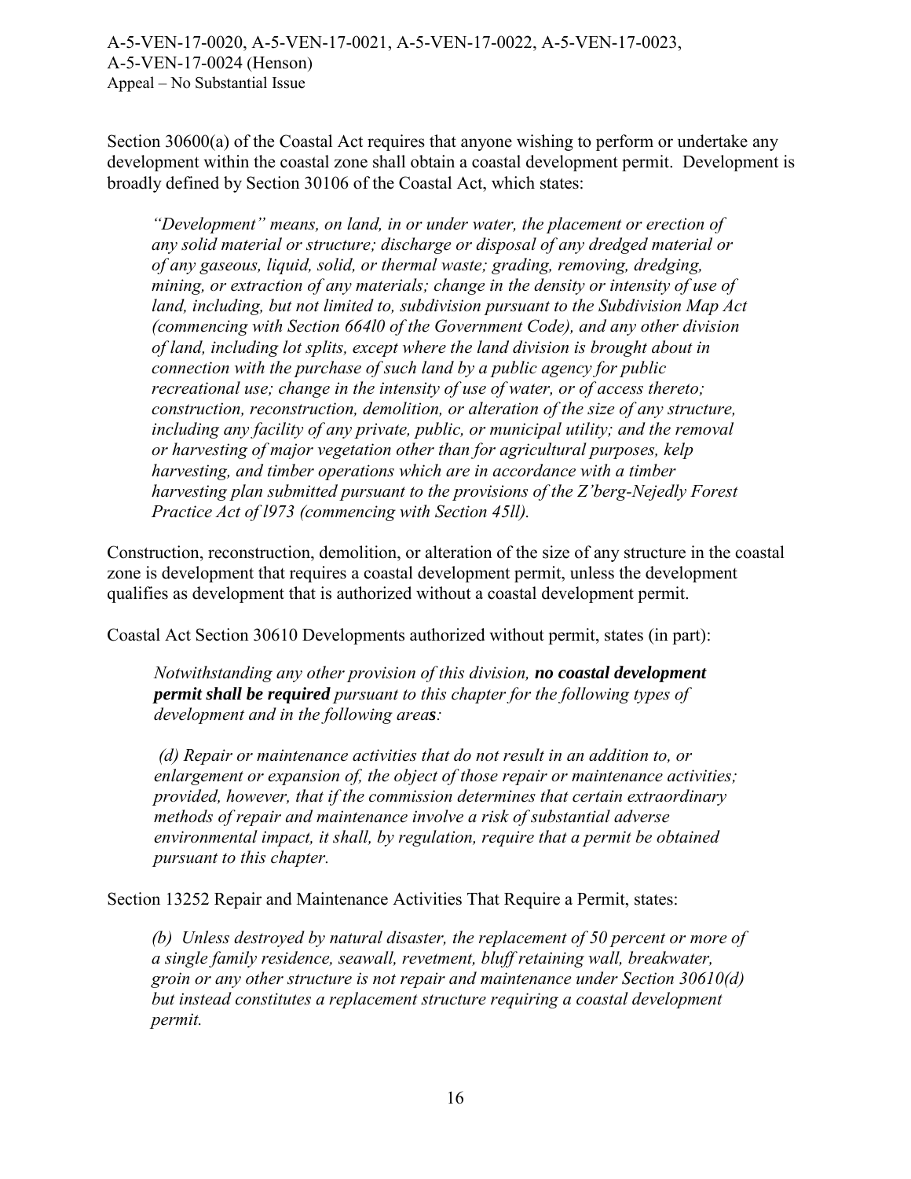Section 30600(a) of the Coastal Act requires that anyone wishing to perform or undertake any development within the coastal zone shall obtain a coastal development permit. Development is broadly defined by Section 30106 of the Coastal Act, which states:

> *"Development" means, on land, in or under water, the placement or erection of any solid material or structure; discharge or disposal of any dredged material or of any gaseous, liquid, solid, or thermal waste; grading, removing, dredging, mining, or extraction of any materials; change in the density or intensity of use of land, including, but not limited to, subdivision pursuant to the Subdivision Map Act (commencing with Section 664l0 of the Government Code), and any other division of land, including lot splits, except where the land division is brought about in connection with the purchase of such land by a public agency for public recreational use; change in the intensity of use of water, or of access thereto; construction, reconstruction, demolition, or alteration of the size of any structure, including any facility of any private, public, or municipal utility; and the removal or harvesting of major vegetation other than for agricultural purposes, kelp harvesting, and timber operations which are in accordance with a timber harvesting plan submitted pursuant to the provisions of the Z'berg-Nejedly Forest Practice Act of l973 (commencing with Section 45ll).*

Construction, reconstruction, demolition, or alteration of the size of any structure in the coastal zone is development that requires a coastal development permit, unless the development qualifies as development that is authorized without a coastal development permit.

Coastal Act Section 30610 Developments authorized without permit, states (in part):

> *Notwithstanding any other provision of this division, **no coastal development permit shall be required** pursuant to this chapter for the following types of development and in the following area**s**:*
>
> *(d) Repair or maintenance activities that do not result in an addition to, or enlargement or expansion of, the object of those repair or maintenance activities; provided, however, that if the commission determines that certain extraordinary methods of repair and maintenance involve a risk of substantial adverse environmental impact, it shall, by regulation, require that a permit be obtained pursuant to this chapter.*

Section 13252 Repair and Maintenance Activities That Require a Permit, states:

> *(b) Unless destroyed by natural disaster, the replacement of 50 percent or more of a single family residence, seawall, revetment, bluff retaining wall, breakwater, groin or any other structure is not repair and maintenance under Section 30610(d) but instead constitutes a replacement structure requiring a coastal development permit.*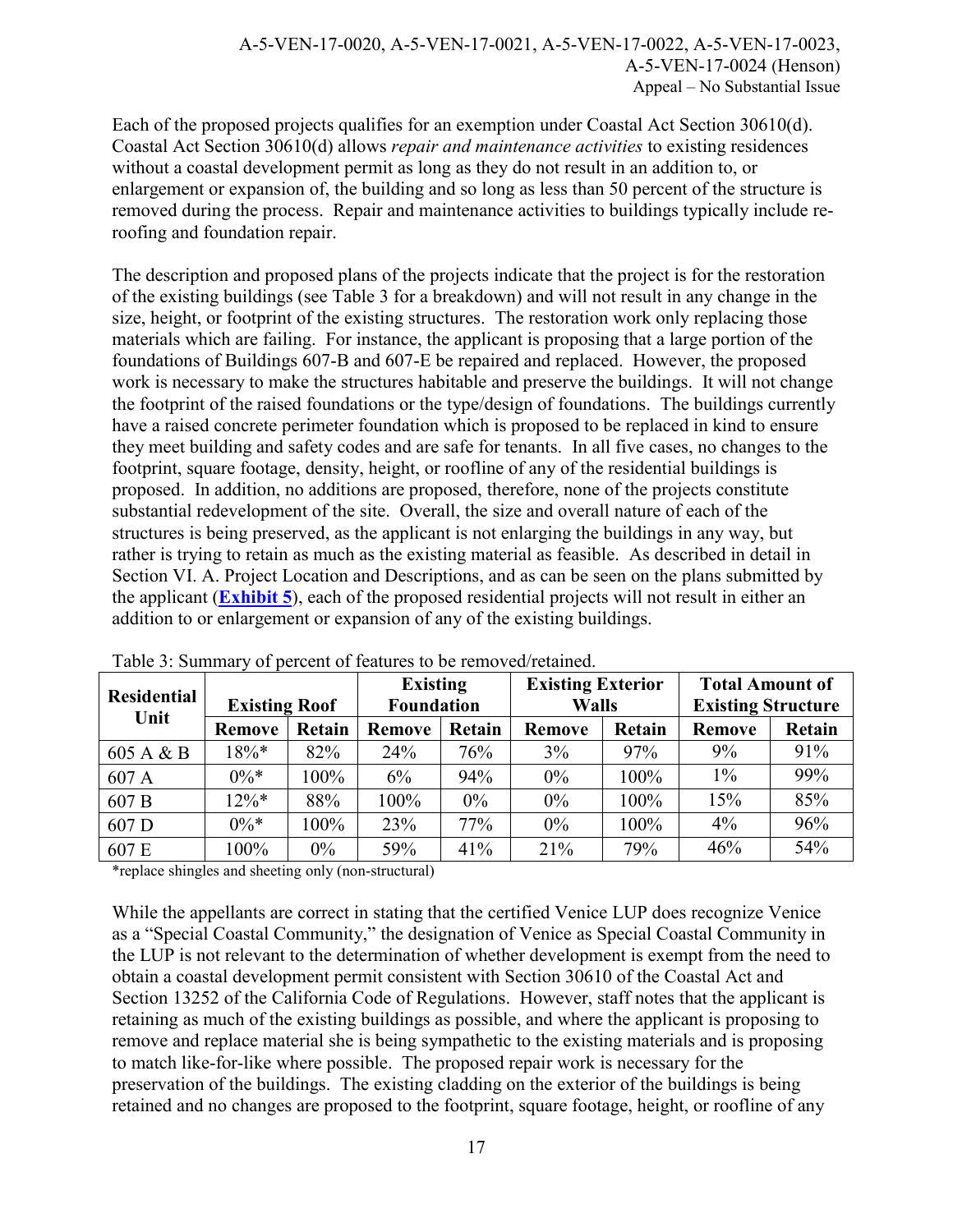Each of the proposed projects qualifies for an exemption under Coastal Act Section 30610(d). Coastal Act Section 30610(d) allows *repair and maintenance activities* to existing residences without a coastal development permit as long as they do not result in an addition to, or enlargement or expansion of, the building and so long as less than 50 percent of the structure is removed during the process. Repair and maintenance activities to buildings typically include re-roofing and foundation repair.

The description and proposed plans of the projects indicate that the project is for the restoration of the existing buildings (see Table 3 for a breakdown) and will not result in any change in the size, height, or footprint of the existing structures. The restoration work only replacing those materials which are failing. For instance, the applicant is proposing that a large portion of the foundations of Buildings 607-B and 607-E be repaired and replaced. However, the proposed work is necessary to make the structures habitable and preserve the buildings. It will not change the footprint of the raised foundations or the type/design of foundations. The buildings currently have a raised concrete perimeter foundation which is proposed to be replaced in kind to ensure they meet building and safety codes and are safe for tenants. In all five cases, no changes to the footprint, square footage, density, height, or roofline of any of the residential buildings is proposed. In addition, no additions are proposed, therefore, none of the projects constitute substantial redevelopment of the site. Overall, the size and overall nature of each of the structures is being preserved, as the applicant is not enlarging the buildings in any way, but rather is trying to retain as much as the existing material as feasible. As described in detail in Section VI. A. Project Location and Descriptions, and as can be seen on the plans submitted by the applicant (**Exhibit 5**), each of the proposed residential projects will not result in either an addition to or enlargement or expansion of any of the existing buildings.

Table 3: Summary of percent of features to be removed/retained.

| Residential Unit | Existing Roof | | Existing Foundation | | Existing Exterior Walls | | Total Amount of Existing Structure | |
|---|---|---|---|---|---|---|---|---|
| | Remove | Retain | Remove | Retain | Remove | Retain | Remove | Retain |
| 605 A & B | 18%* | 82% | 24% | 76% | 3% | 97% | 9% | 91% |
| 607 A | 0%* | 100% | 6% | 94% | 0% | 100% | 1% | 99% |
| 607 B | 12%* | 88% | 100% | 0% | 0% | 100% | 15% | 85% |
| 607 D | 0%* | 100% | 23% | 77% | 0% | 100% | 4% | 96% |
| 607 E | 100% | 0% | 59% | 41% | 21% | 79% | 46% | 54% |

*replace shingles and sheeting only (non-structural)

While the appellants are correct in stating that the certified Venice LUP does recognize Venice as a "Special Coastal Community," the designation of Venice as Special Coastal Community in the LUP is not relevant to the determination of whether development is exempt from the need to obtain a coastal development permit consistent with Section 30610 of the Coastal Act and Section 13252 of the California Code of Regulations. However, staff notes that the applicant is retaining as much of the existing buildings as possible, and where the applicant is proposing to remove and replace material she is being sympathetic to the existing materials and is proposing to match like-for-like where possible. The proposed repair work is necessary for the preservation of the buildings. The existing cladding on the exterior of the buildings is being retained and no changes are proposed to the footprint, square footage, height, or roofline of any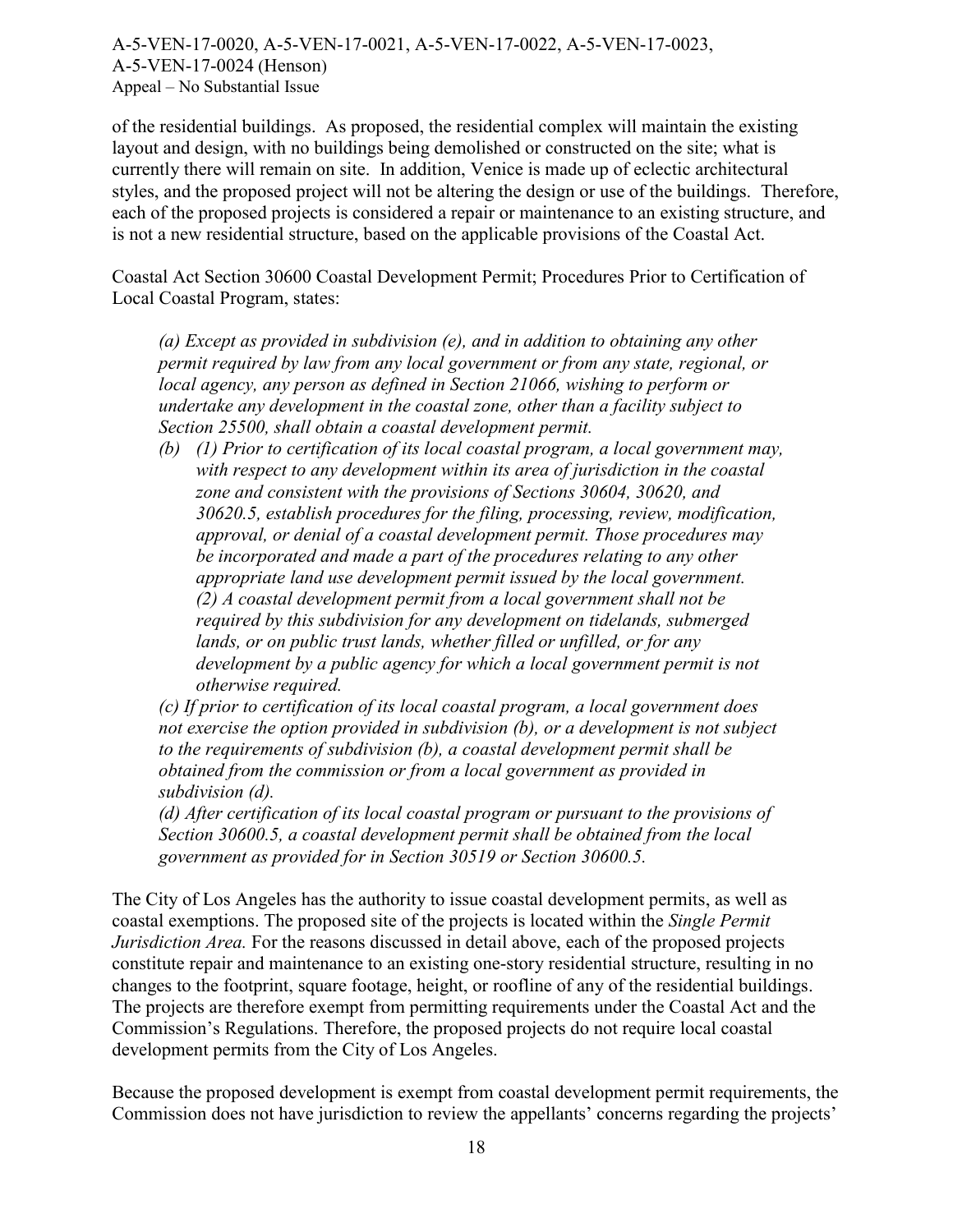of the residential buildings. As proposed, the residential complex will maintain the existing layout and design, with no buildings being demolished or constructed on the site; what is currently there will remain on site. In addition, Venice is made up of eclectic architectural styles, and the proposed project will not be altering the design or use of the buildings. Therefore, each of the proposed projects is considered a repair or maintenance to an existing structure, and is not a new residential structure, based on the applicable provisions of the Coastal Act.

Coastal Act Section 30600 Coastal Development Permit; Procedures Prior to Certification of Local Coastal Program, states:

> *(a) Except as provided in subdivision (e), and in addition to obtaining any other permit required by law from any local government or from any state, regional, or local agency, any person as defined in Section 21066, wishing to perform or undertake any development in the coastal zone, other than a facility subject to Section 25500, shall obtain a coastal development permit.*
>
> *(b) (1) Prior to certification of its local coastal program, a local government may, with respect to any development within its area of jurisdiction in the coastal zone and consistent with the provisions of Sections 30604, 30620, and 30620.5, establish procedures for the filing, processing, review, modification, approval, or denial of a coastal development permit. Those procedures may be incorporated and made a part of the procedures relating to any other appropriate land use development permit issued by the local government.*
> *(2) A coastal development permit from a local government shall not be required by this subdivision for any development on tidelands, submerged lands, or on public trust lands, whether filled or unfilled, or for any development by a public agency for which a local government permit is not otherwise required.*
>
> *(c) If prior to certification of its local coastal program, a local government does not exercise the option provided in subdivision (b), or a development is not subject to the requirements of subdivision (b), a coastal development permit shall be obtained from the commission or from a local government as provided in subdivision (d).*
>
> *(d) After certification of its local coastal program or pursuant to the provisions of Section 30600.5, a coastal development permit shall be obtained from the local government as provided for in Section 30519 or Section 30600.5.*

The City of Los Angeles has the authority to issue coastal development permits, as well as coastal exemptions. The proposed site of the projects is located within the *Single Permit Jurisdiction Area.* For the reasons discussed in detail above, each of the proposed projects constitute repair and maintenance to an existing one-story residential structure, resulting in no changes to the footprint, square footage, height, or roofline of any of the residential buildings. The projects are therefore exempt from permitting requirements under the Coastal Act and the Commission's Regulations. Therefore, the proposed projects do not require local coastal development permits from the City of Los Angeles.

Because the proposed development is exempt from coastal development permit requirements, the Commission does not have jurisdiction to review the appellants' concerns regarding the projects'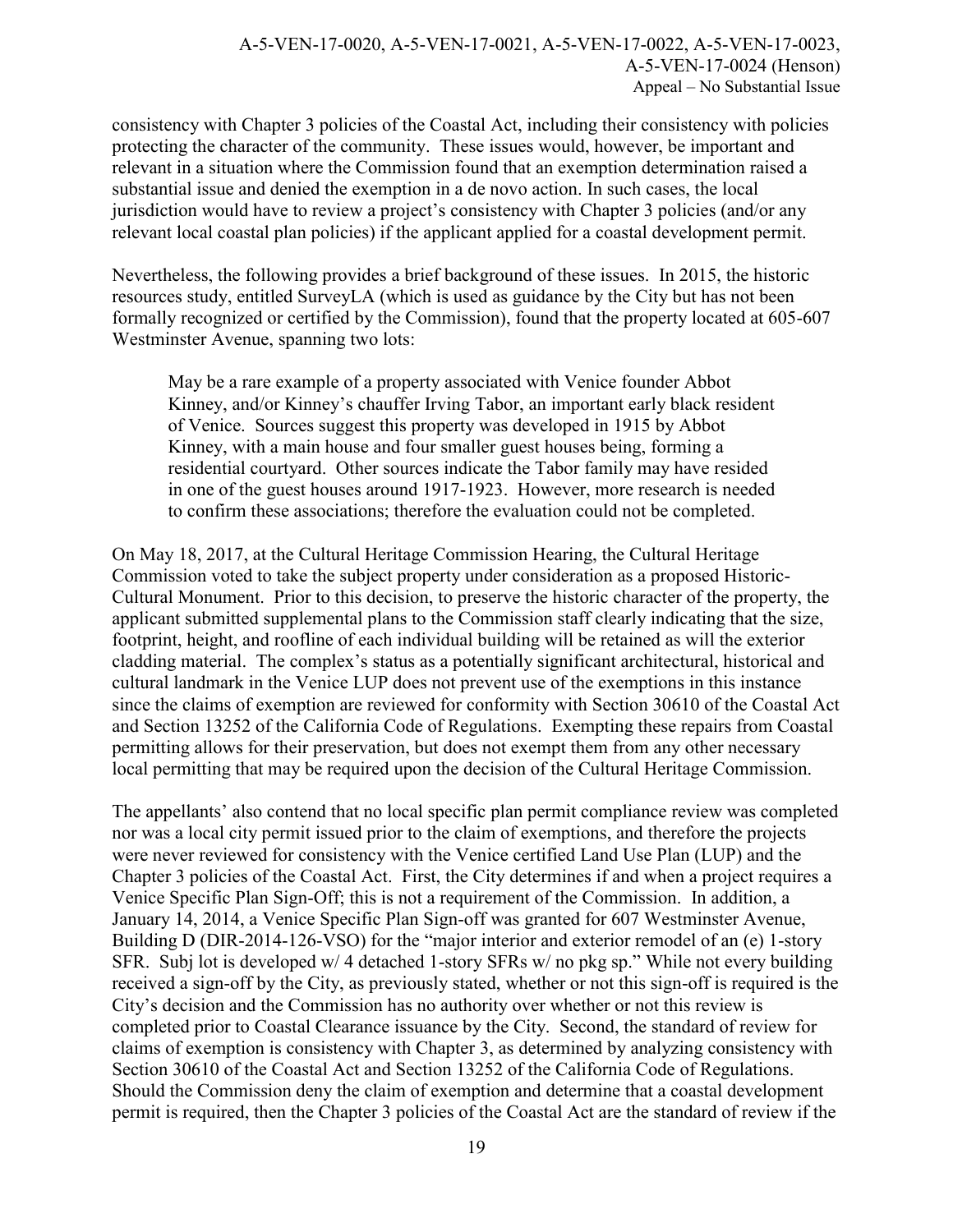consistency with Chapter 3 policies of the Coastal Act, including their consistency with policies protecting the character of the community. These issues would, however, be important and relevant in a situation where the Commission found that an exemption determination raised a substantial issue and denied the exemption in a de novo action. In such cases, the local jurisdiction would have to review a project's consistency with Chapter 3 policies (and/or any relevant local coastal plan policies) if the applicant applied for a coastal development permit.

Nevertheless, the following provides a brief background of these issues. In 2015, the historic resources study, entitled SurveyLA (which is used as guidance by the City but has not been formally recognized or certified by the Commission), found that the property located at 605-607 Westminster Avenue, spanning two lots:

> May be a rare example of a property associated with Venice founder Abbot Kinney, and/or Kinney's chauffer Irving Tabor, an important early black resident of Venice. Sources suggest this property was developed in 1915 by Abbot Kinney, with a main house and four smaller guest houses being, forming a residential courtyard. Other sources indicate the Tabor family may have resided in one of the guest houses around 1917-1923. However, more research is needed to confirm these associations; therefore the evaluation could not be completed.

On May 18, 2017, at the Cultural Heritage Commission Hearing, the Cultural Heritage Commission voted to take the subject property under consideration as a proposed Historic-Cultural Monument. Prior to this decision, to preserve the historic character of the property, the applicant submitted supplemental plans to the Commission staff clearly indicating that the size, footprint, height, and roofline of each individual building will be retained as will the exterior cladding material. The complex's status as a potentially significant architectural, historical and cultural landmark in the Venice LUP does not prevent use of the exemptions in this instance since the claims of exemption are reviewed for conformity with Section 30610 of the Coastal Act and Section 13252 of the California Code of Regulations. Exempting these repairs from Coastal permitting allows for their preservation, but does not exempt them from any other necessary local permitting that may be required upon the decision of the Cultural Heritage Commission.

The appellants' also contend that no local specific plan permit compliance review was completed nor was a local city permit issued prior to the claim of exemptions, and therefore the projects were never reviewed for consistency with the Venice certified Land Use Plan (LUP) and the Chapter 3 policies of the Coastal Act. First, the City determines if and when a project requires a Venice Specific Plan Sign-Off; this is not a requirement of the Commission. In addition, a January 14, 2014, a Venice Specific Plan Sign-off was granted for 607 Westminster Avenue, Building D (DIR-2014-126-VSO) for the "major interior and exterior remodel of an (e) 1-story SFR. Subj lot is developed w/ 4 detached 1-story SFRs w/ no pkg sp." While not every building received a sign-off by the City, as previously stated, whether or not this sign-off is required is the City's decision and the Commission has no authority over whether or not this review is completed prior to Coastal Clearance issuance by the City. Second, the standard of review for claims of exemption is consistency with Chapter 3, as determined by analyzing consistency with Section 30610 of the Coastal Act and Section 13252 of the California Code of Regulations. Should the Commission deny the claim of exemption and determine that a coastal development permit is required, then the Chapter 3 policies of the Coastal Act are the standard of review if the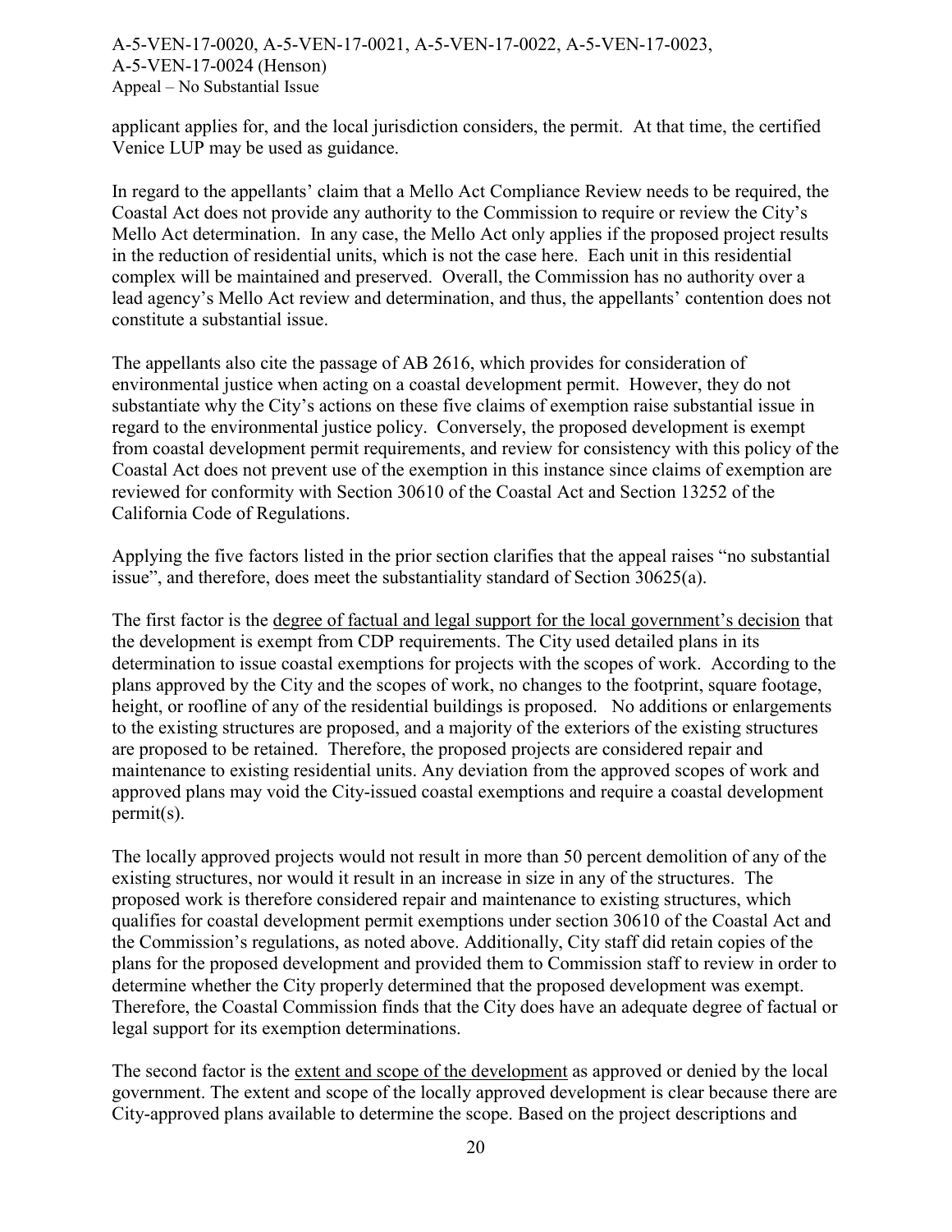applicant applies for, and the local jurisdiction considers, the permit. At that time, the certified Venice LUP may be used as guidance.

In regard to the appellants' claim that a Mello Act Compliance Review needs to be required, the Coastal Act does not provide any authority to the Commission to require or review the City's Mello Act determination. In any case, the Mello Act only applies if the proposed project results in the reduction of residential units, which is not the case here. Each unit in this residential complex will be maintained and preserved. Overall, the Commission has no authority over a lead agency's Mello Act review and determination, and thus, the appellants' contention does not constitute a substantial issue.

The appellants also cite the passage of AB 2616, which provides for consideration of environmental justice when acting on a coastal development permit. However, they do not substantiate why the City's actions on these five claims of exemption raise substantial issue in regard to the environmental justice policy. Conversely, the proposed development is exempt from coastal development permit requirements, and review for consistency with this policy of the Coastal Act does not prevent use of the exemption in this instance since claims of exemption are reviewed for conformity with Section 30610 of the Coastal Act and Section 13252 of the California Code of Regulations.

Applying the five factors listed in the prior section clarifies that the appeal raises "no substantial issue", and therefore, does meet the substantiality standard of Section 30625(a).

The first factor is the <u>degree of factual and legal support for the local government's decision</u> that the development is exempt from CDP requirements. The City used detailed plans in its determination to issue coastal exemptions for projects with the scopes of work. According to the plans approved by the City and the scopes of work, no changes to the footprint, square footage, height, or roofline of any of the residential buildings is proposed. No additions or enlargements to the existing structures are proposed, and a majority of the exteriors of the existing structures are proposed to be retained. Therefore, the proposed projects are considered repair and maintenance to existing residential units. Any deviation from the approved scopes of work and approved plans may void the City-issued coastal exemptions and require a coastal development permit(s).

The locally approved projects would not result in more than 50 percent demolition of any of the existing structures, nor would it result in an increase in size in any of the structures. The proposed work is therefore considered repair and maintenance to existing structures, which qualifies for coastal development permit exemptions under section 30610 of the Coastal Act and the Commission's regulations, as noted above. Additionally, City staff did retain copies of the plans for the proposed development and provided them to Commission staff to review in order to determine whether the City properly determined that the proposed development was exempt. Therefore, the Coastal Commission finds that the City does have an adequate degree of factual or legal support for its exemption determinations.

The second factor is the <u>extent and scope of the development</u> as approved or denied by the local government. The extent and scope of the locally approved development is clear because there are City-approved plans available to determine the scope. Based on the project descriptions and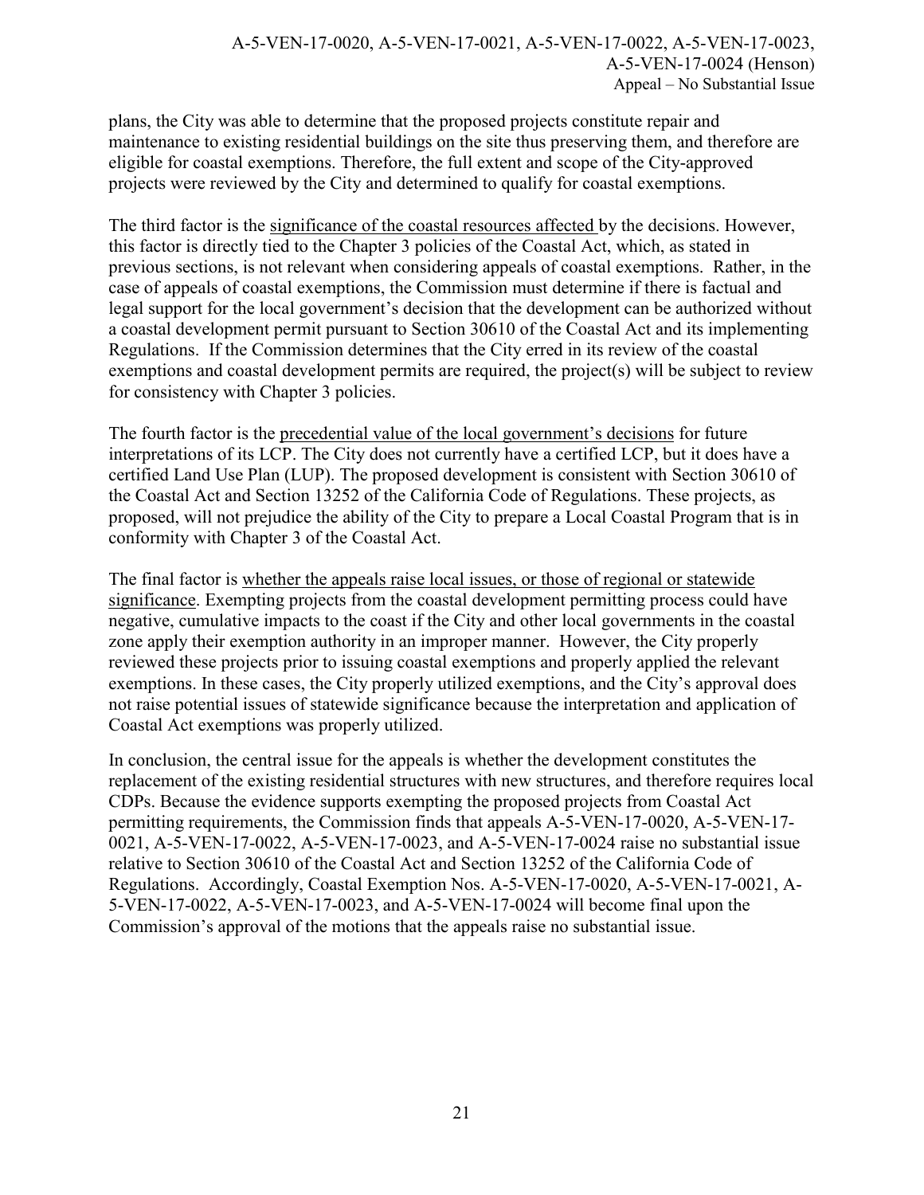plans, the City was able to determine that the proposed projects constitute repair and maintenance to existing residential buildings on the site thus preserving them, and therefore are eligible for coastal exemptions. Therefore, the full extent and scope of the City-approved projects were reviewed by the City and determined to qualify for coastal exemptions.

The third factor is the <u>significance of the coastal resources affected</u> by the decisions. However, this factor is directly tied to the Chapter 3 policies of the Coastal Act, which, as stated in previous sections, is not relevant when considering appeals of coastal exemptions. Rather, in the case of appeals of coastal exemptions, the Commission must determine if there is factual and legal support for the local government's decision that the development can be authorized without a coastal development permit pursuant to Section 30610 of the Coastal Act and its implementing Regulations. If the Commission determines that the City erred in its review of the coastal exemptions and coastal development permits are required, the project(s) will be subject to review for consistency with Chapter 3 policies.

The fourth factor is the <u>precedential value of the local government's decisions</u> for future interpretations of its LCP. The City does not currently have a certified LCP, but it does have a certified Land Use Plan (LUP). The proposed development is consistent with Section 30610 of the Coastal Act and Section 13252 of the California Code of Regulations. These projects, as proposed, will not prejudice the ability of the City to prepare a Local Coastal Program that is in conformity with Chapter 3 of the Coastal Act.

The final factor is <u>whether the appeals raise local issues, or those of regional or statewide significance</u>. Exempting projects from the coastal development permitting process could have negative, cumulative impacts to the coast if the City and other local governments in the coastal zone apply their exemption authority in an improper manner. However, the City properly reviewed these projects prior to issuing coastal exemptions and properly applied the relevant exemptions. In these cases, the City properly utilized exemptions, and the City's approval does not raise potential issues of statewide significance because the interpretation and application of Coastal Act exemptions was properly utilized.

In conclusion, the central issue for the appeals is whether the development constitutes the replacement of the existing residential structures with new structures, and therefore requires local CDPs. Because the evidence supports exempting the proposed projects from Coastal Act permitting requirements, the Commission finds that appeals A-5-VEN-17-0020, A-5-VEN-17-0021, A-5-VEN-17-0022, A-5-VEN-17-0023, and A-5-VEN-17-0024 raise no substantial issue relative to Section 30610 of the Coastal Act and Section 13252 of the California Code of Regulations. Accordingly, Coastal Exemption Nos. A-5-VEN-17-0020, A-5-VEN-17-0021, A-5-VEN-17-0022, A-5-VEN-17-0023, and A-5-VEN-17-0024 will become final upon the Commission's approval of the motions that the appeals raise no substantial issue.